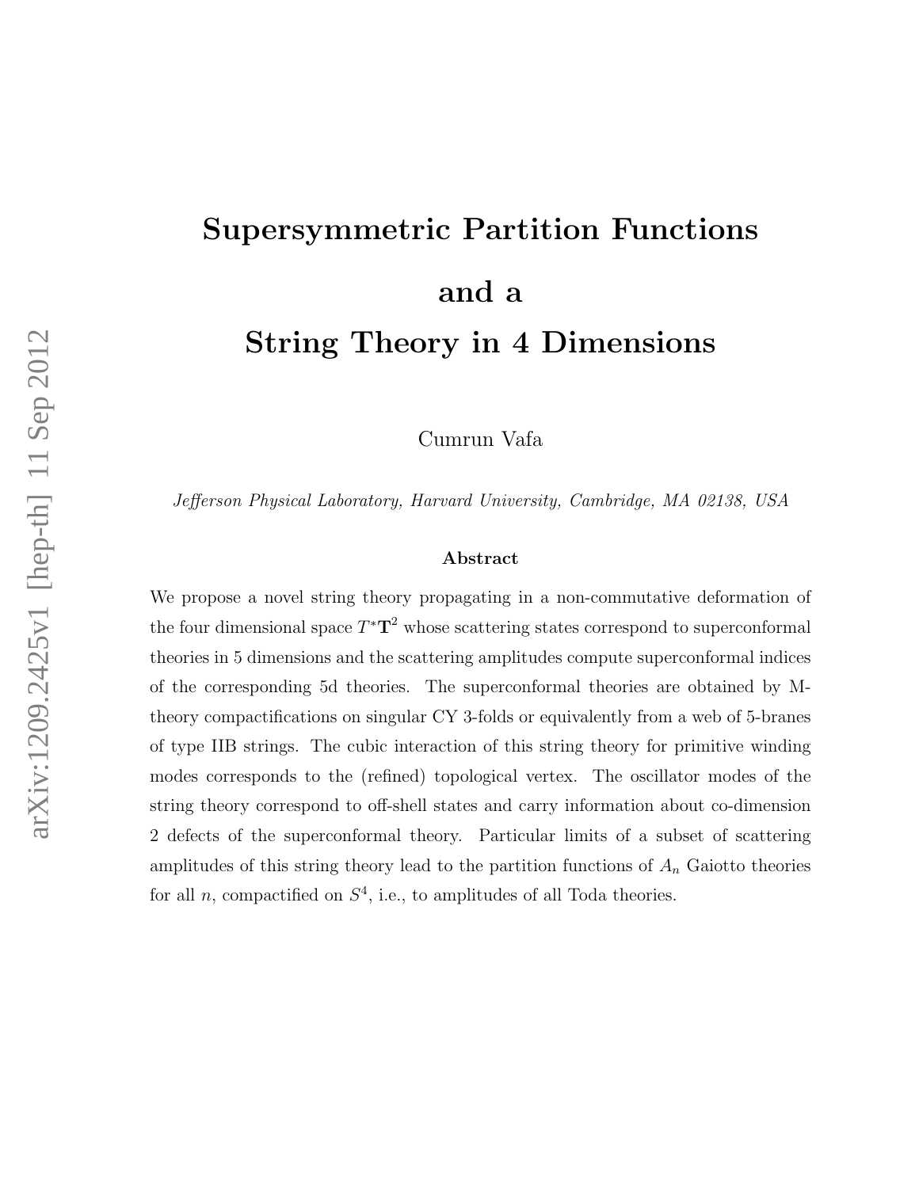# Supersymmetric Partition Functions and a String Theory in 4 Dimensions

Cumrun Vafa

*Jefferson Physical Laboratory, Harvard University, Cambridge, MA 02138, USA*

## Abstract

We propose a novel string theory propagating in a non-commutative deformation of the four dimensional space $T^*\mathbf{T}^2$ whose scattering states correspond to superconformal theories in 5 dimensions and the scattering amplitudes compute superconformal indices of the corresponding 5d theories. The superconformal theories are obtained by M-theory compactifications on singular CY 3-folds or equivalently from a web of 5-branes of type IIB strings. The cubic interaction of this string theory for primitive winding modes corresponds to the (refined) topological vertex. The oscillator modes of the string theory correspond to off-shell states and carry information about co-dimension 2 defects of the superconformal theory. Particular limits of a subset of scattering amplitudes of this string theory lead to the partition functions of $A_n$ Gaiotto theories for all $n$, compactified on $S^4$, i.e., to amplitudes of all Toda theories.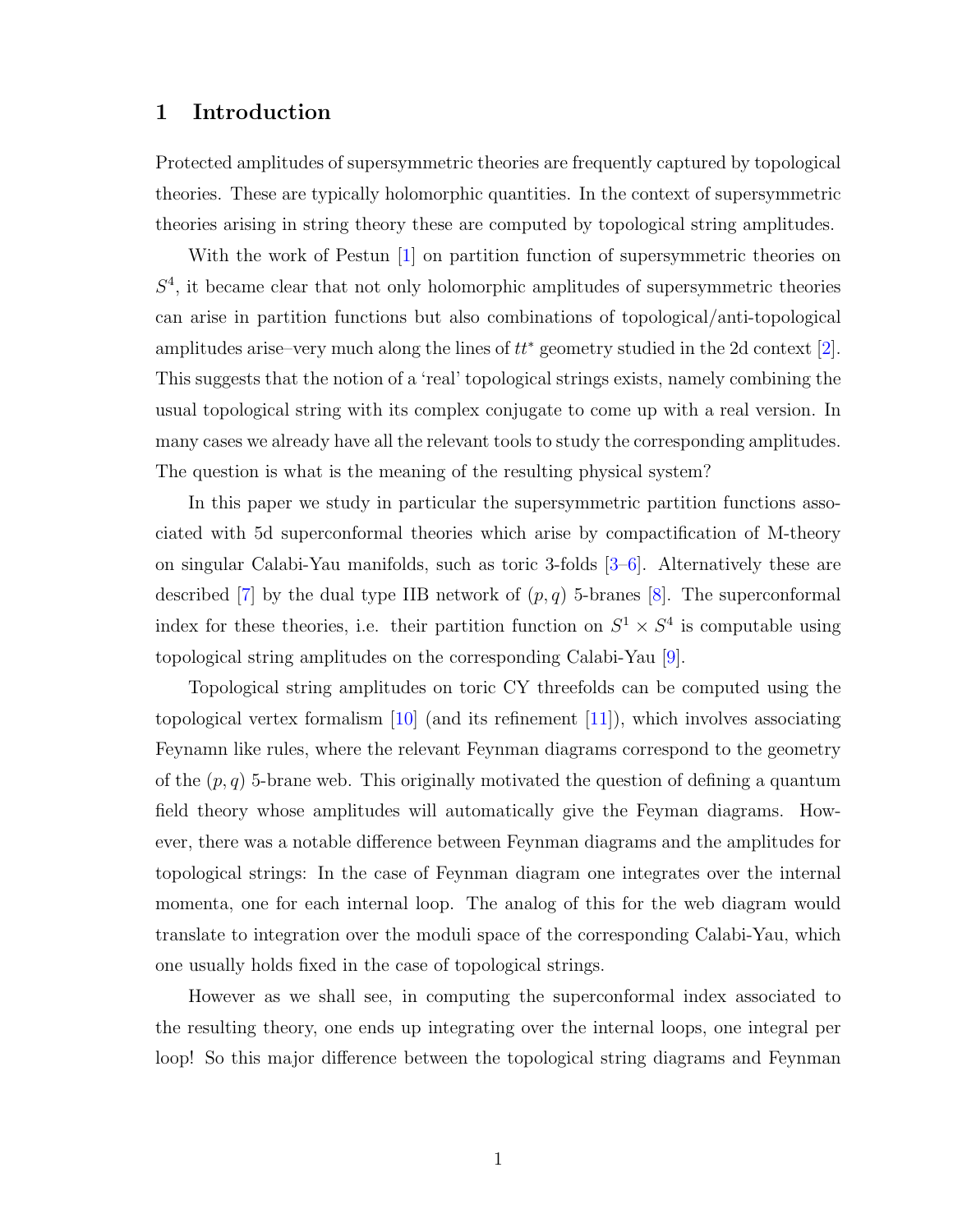## 1 Introduction

Protected amplitudes of supersymmetric theories are frequently captured by topological theories. These are typically holomorphic quantities. In the context of supersymmetric theories arising in string theory these are computed by topological string amplitudes.

With the work of Pestun [1] on partition function of supersymmetric theories on $S^4$, it became clear that not only holomorphic amplitudes of supersymmetric theories can arise in partition functions but also combinations of topological/anti-topological amplitudes arise–very much along the lines of $tt^*$ geometry studied in the 2d context [2]. This suggests that the notion of a 'real' topological strings exists, namely combining the usual topological string with its complex conjugate to come up with a real version. In many cases we already have all the relevant tools to study the corresponding amplitudes. The question is what is the meaning of the resulting physical system?

In this paper we study in particular the supersymmetric partition functions associated with 5d superconformal theories which arise by compactification of M-theory on singular Calabi-Yau manifolds, such as toric 3-folds [3–6]. Alternatively these are described [7] by the dual type IIB network of $(p, q)$ 5-branes [8]. The superconformal index for these theories, i.e. their partition function on $S^1 \times S^4$ is computable using topological string amplitudes on the corresponding Calabi-Yau [9].

Topological string amplitudes on toric CY threefolds can be computed using the topological vertex formalism [10] (and its refinement [11]), which involves associating Feynamn like rules, where the relevant Feynman diagrams correspond to the geometry of the $(p, q)$ 5-brane web. This originally motivated the question of defining a quantum field theory whose amplitudes will automatically give the Feyman diagrams. However, there was a notable difference between Feynman diagrams and the amplitudes for topological strings: In the case of Feynman diagram one integrates over the internal momenta, one for each internal loop. The analog of this for the web diagram would translate to integration over the moduli space of the corresponding Calabi-Yau, which one usually holds fixed in the case of topological strings.

However as we shall see, in computing the superconformal index associated to the resulting theory, one ends up integrating over the internal loops, one integral per loop! So this major difference between the topological string diagrams and Feynman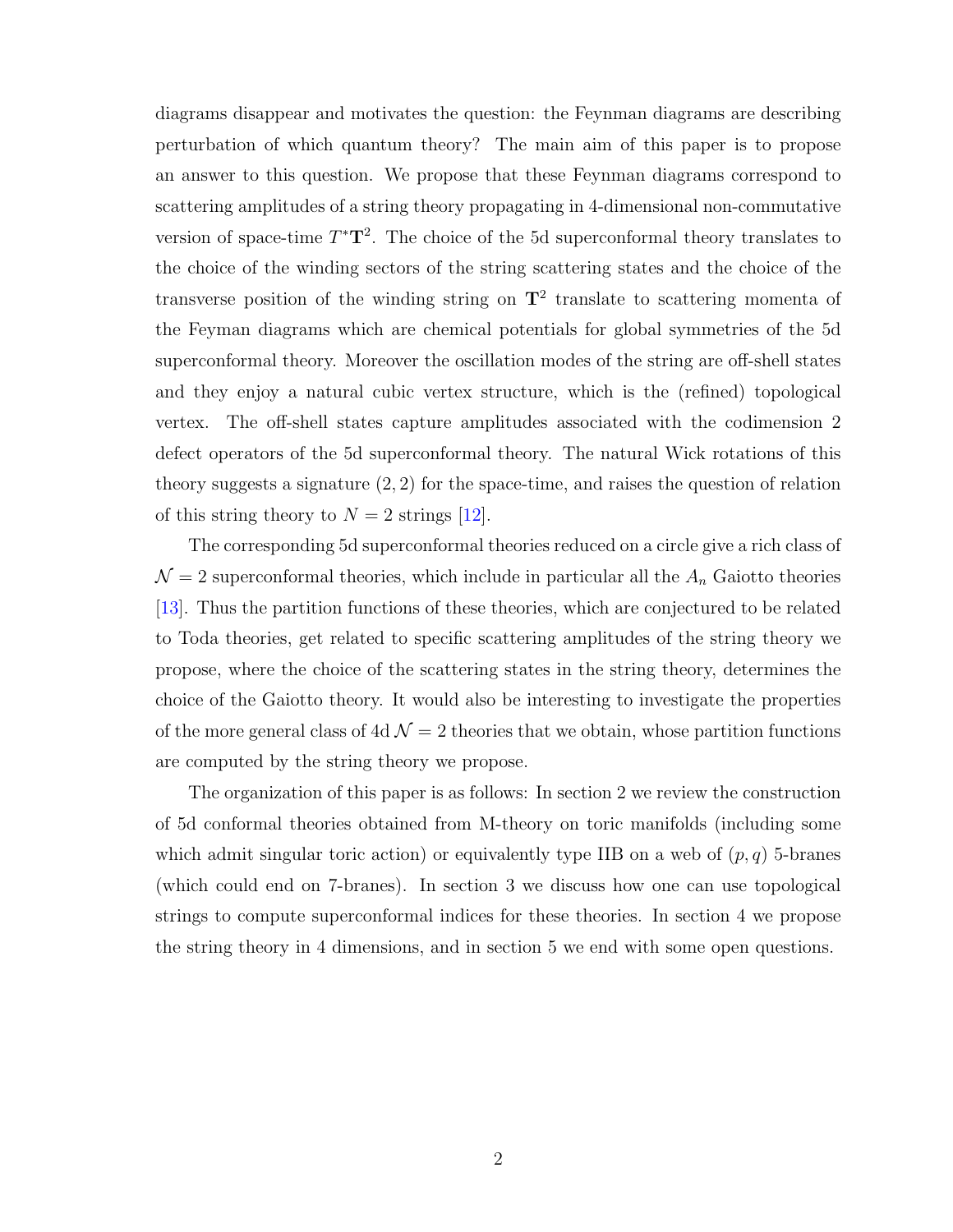diagrams disappear and motivates the question: the Feynman diagrams are describing perturbation of which quantum theory? The main aim of this paper is to propose an answer to this question. We propose that these Feynman diagrams correspond to scattering amplitudes of a string theory propagating in 4-dimensional non-commutative version of space-time $T^*\mathbf{T}^2$. The choice of the 5d superconformal theory translates to the choice of the winding sectors of the string scattering states and the choice of the transverse position of the winding string on $\mathbf{T}^2$ translate to scattering momenta of the Feyman diagrams which are chemical potentials for global symmetries of the 5d superconformal theory. Moreover the oscillation modes of the string are off-shell states and they enjoy a natural cubic vertex structure, which is the (refined) topological vertex. The off-shell states capture amplitudes associated with the codimension 2 defect operators of the 5d superconformal theory. The natural Wick rotations of this theory suggests a signature $(2,2)$ for the space-time, and raises the question of relation of this string theory to $N=2$ strings [12].

The corresponding 5d superconformal theories reduced on a circle give a rich class of $\mathcal{N}=2$ superconformal theories, which include in particular all the $A_n$ Gaiotto theories [13]. Thus the partition functions of these theories, which are conjectured to be related to Toda theories, get related to specific scattering amplitudes of the string theory we propose, where the choice of the scattering states in the string theory, determines the choice of the Gaiotto theory. It would also be interesting to investigate the properties of the more general class of 4d $\mathcal{N}=2$ theories that we obtain, whose partition functions are computed by the string theory we propose.

The organization of this paper is as follows: In section 2 we review the construction of 5d conformal theories obtained from M-theory on toric manifolds (including some which admit singular toric action) or equivalently type IIB on a web of $(p,q)$ 5-branes (which could end on 7-branes). In section 3 we discuss how one can use topological strings to compute superconformal indices for these theories. In section 4 we propose the string theory in 4 dimensions, and in section 5 we end with some open questions.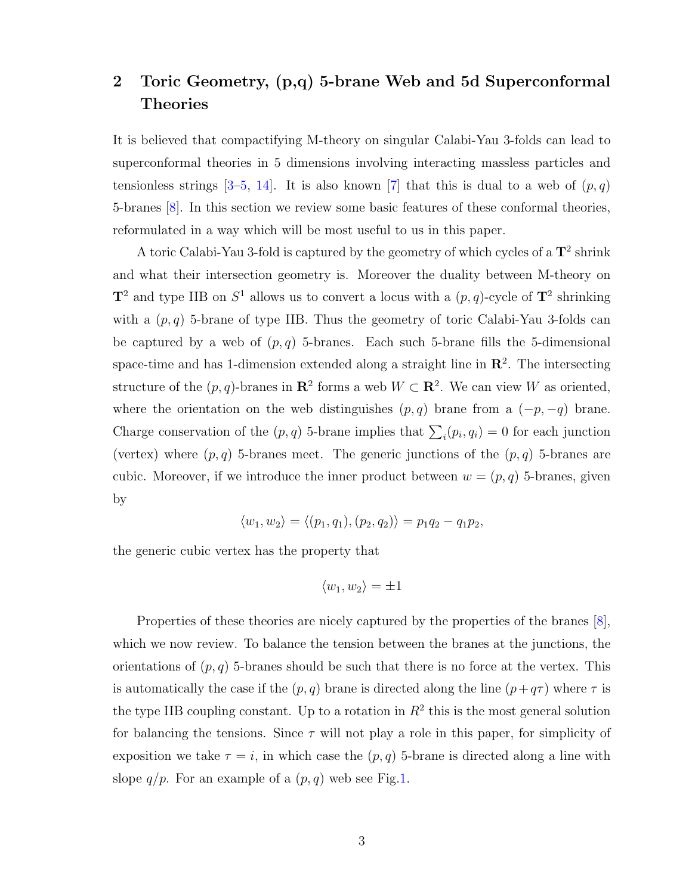## 2 Toric Geometry, (p,q) 5-brane Web and 5d Superconformal Theories

It is believed that compactifying M-theory on singular Calabi-Yau 3-folds can lead to superconformal theories in 5 dimensions involving interacting massless particles and tensionless strings [3–5, 14]. It is also known [7] that this is dual to a web of $(p, q)$ 5-branes [8]. In this section we review some basic features of these conformal theories, reformulated in a way which will be most useful to us in this paper.

A toric Calabi-Yau 3-fold is captured by the geometry of which cycles of a $\mathbf{T}^2$ shrink and what their intersection geometry is. Moreover the duality between M-theory on $\mathbf{T}^2$ and type IIB on $S^1$ allows us to convert a locus with a $(p, q)$-cycle of $\mathbf{T}^2$ shrinking with a $(p, q)$ 5-brane of type IIB. Thus the geometry of toric Calabi-Yau 3-folds can be captured by a web of $(p, q)$ 5-branes. Each such 5-brane fills the 5-dimensional space-time and has 1-dimension extended along a straight line in $\mathbf{R}^2$. The intersecting structure of the $(p, q)$-branes in $\mathbf{R}^2$ forms a web $W \subset \mathbf{R}^2$. We can view $W$ as oriented, where the orientation on the web distinguishes $(p, q)$ brane from a $(-p, -q)$ brane. Charge conservation of the $(p, q)$ 5-brane implies that $\sum_i (p_i, q_i) = 0$ for each junction (vertex) where $(p, q)$ 5-branes meet. The generic junctions of the $(p, q)$ 5-branes are cubic. Moreover, if we introduce the inner product between $w = (p, q)$ 5-branes, given by

$$\langle w_1, w_2 \rangle = \langle (p_1, q_1), (p_2, q_2) \rangle = p_1 q_2 - q_1 p_2,$$

the generic cubic vertex has the property that

$$\langle w_1, w_2 \rangle = \pm 1$$

Properties of these theories are nicely captured by the properties of the branes [8], which we now review. To balance the tension between the branes at the junctions, the orientations of $(p, q)$ 5-branes should be such that there is no force at the vertex. This is automatically the case if the $(p, q)$ brane is directed along the line $(p + q\tau)$ where $\tau$ is the type IIB coupling constant. Up to a rotation in $R^2$ this is the most general solution for balancing the tensions. Since $\tau$ will not play a role in this paper, for simplicity of exposition we take $\tau = i$, in which case the $(p, q)$ 5-brane is directed along a line with slope $q/p$. For an example of a $(p, q)$ web see Fig.1.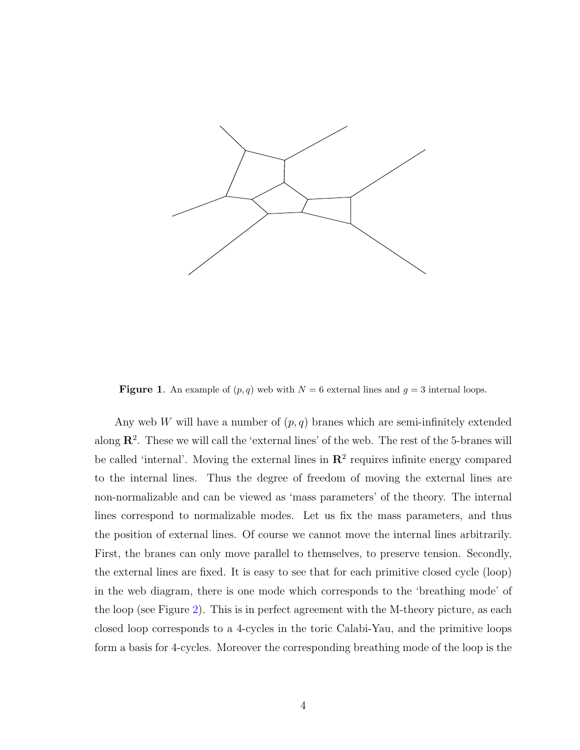**Figure 1**. An example of $(p, q)$ web with $N = 6$ external lines and $g = 3$ internal loops.

Any web $W$ will have a number of $(p, q)$ branes which are semi-infinitely extended along $\mathbf{R}^2$. These we will call the 'external lines' of the web. The rest of the 5-branes will be called 'internal'. Moving the external lines in $\mathbf{R}^2$ requires infinite energy compared to the internal lines. Thus the degree of freedom of moving the external lines are non-normalizable and can be viewed as 'mass parameters' of the theory. The internal lines correspond to normalizable modes. Let us fix the mass parameters, and thus the position of external lines. Of course we cannot move the internal lines arbitrarily. First, the branes can only move parallel to themselves, to preserve tension. Secondly, the external lines are fixed. It is easy to see that for each primitive closed cycle (loop) in the web diagram, there is one mode which corresponds to the 'breathing mode' of the loop (see Figure 2). This is in perfect agreement with the M-theory picture, as each closed loop corresponds to a 4-cycles in the toric Calabi-Yau, and the primitive loops form a basis for 4-cycles. Moreover the corresponding breathing mode of the loop is the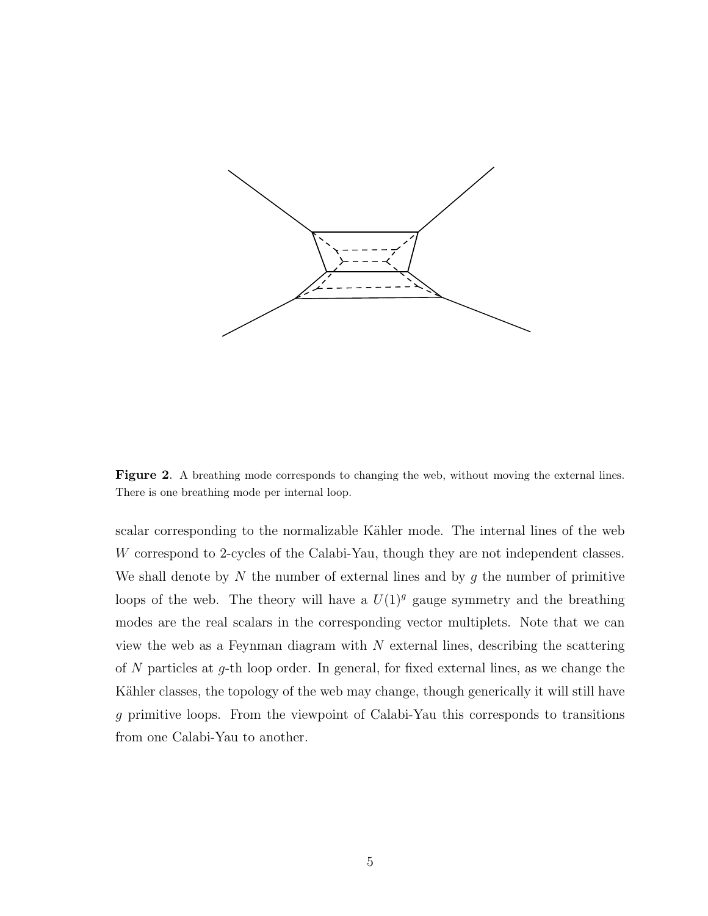**Figure 2**. A breathing mode corresponds to changing the web, without moving the external lines. There is one breathing mode per internal loop.

scalar corresponding to the normalizable Kähler mode. The internal lines of the web $W$ correspond to 2-cycles of the Calabi-Yau, though they are not independent classes. We shall denote by $N$ the number of external lines and by $g$ the number of primitive loops of the web. The theory will have a $U(1)^g$ gauge symmetry and the breathing modes are the real scalars in the corresponding vector multiplets. Note that we can view the web as a Feynman diagram with $N$ external lines, describing the scattering of $N$ particles at $g$-th loop order. In general, for fixed external lines, as we change the Kähler classes, the topology of the web may change, though generically it will still have $g$ primitive loops. From the viewpoint of Calabi-Yau this corresponds to transitions from one Calabi-Yau to another.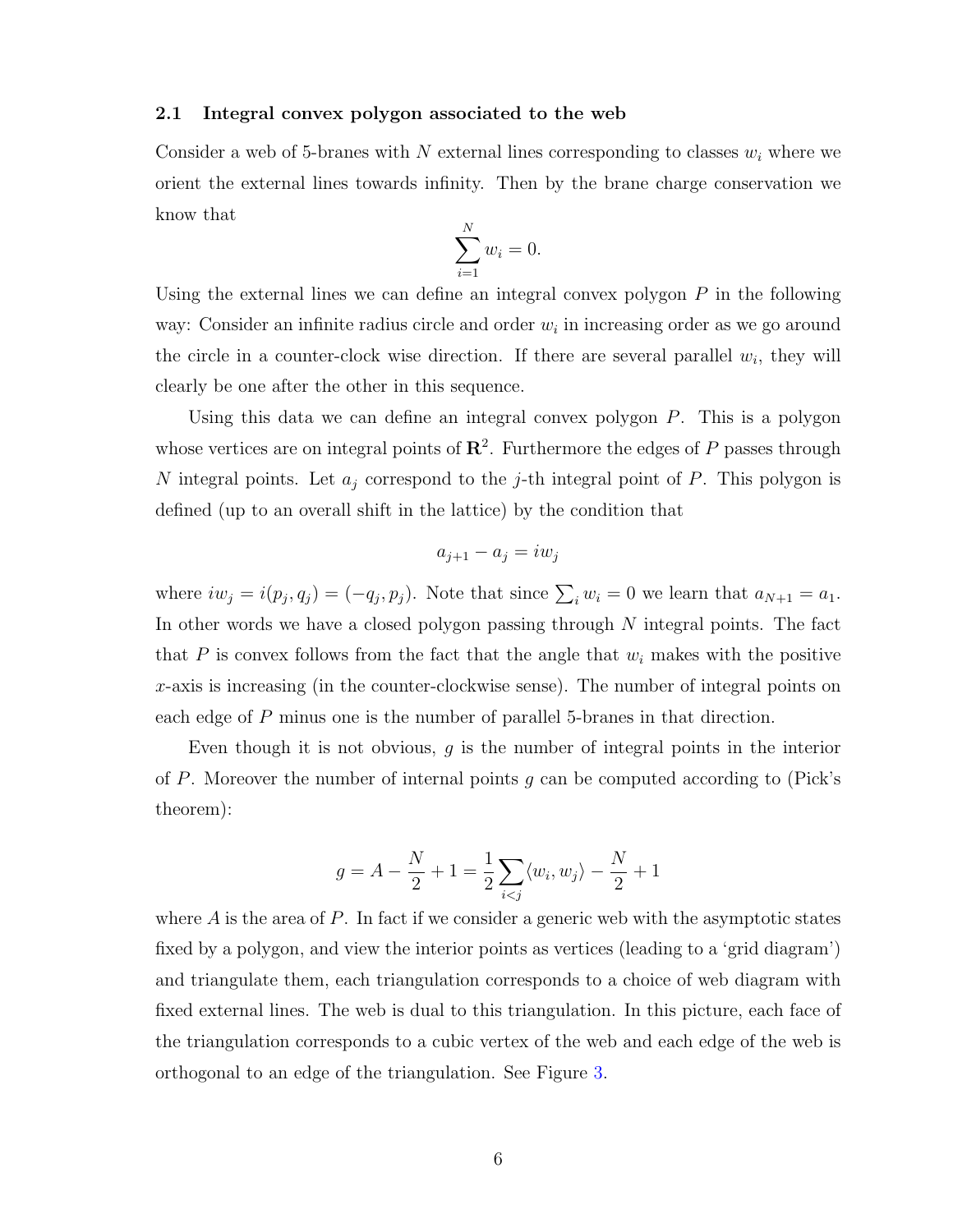### 2.1 Integral convex polygon associated to the web

Consider a web of 5-branes with $N$ external lines corresponding to classes $w_i$ where we orient the external lines towards infinity. Then by the brane charge conservation we know that

$$\sum_{i=1}^{N} w_i = 0.$$

Using the external lines we can define an integral convex polygon $P$ in the following way: Consider an infinite radius circle and order $w_i$ in increasing order as we go around the circle in a counter-clock wise direction. If there are several parallel $w_i$, they will clearly be one after the other in this sequence.

Using this data we can define an integral convex polygon $P$. This is a polygon whose vertices are on integral points of $\mathbf{R}^2$. Furthermore the edges of $P$ passes through $N$ integral points. Let $a_j$ correspond to the $j$-th integral point of $P$. This polygon is defined (up to an overall shift in the lattice) by the condition that

$$a_{j+1} - a_j = iw_j$$

where $iw_j = i(p_j, q_j) = (-q_j, p_j)$. Note that since $\sum_i w_i = 0$ we learn that $a_{N+1} = a_1$. In other words we have a closed polygon passing through $N$ integral points. The fact that $P$ is convex follows from the fact that the angle that $w_i$ makes with the positive $x$-axis is increasing (in the counter-clockwise sense). The number of integral points on each edge of $P$ minus one is the number of parallel 5-branes in that direction.

Even though it is not obvious, $g$ is the number of integral points in the interior of $P$. Moreover the number of internal points $g$ can be computed according to (Pick's theorem):

$$g = A - \frac{N}{2} + 1 = \frac{1}{2}\sum_{i<j} \langle w_i, w_j \rangle - \frac{N}{2} + 1$$

where $A$ is the area of $P$. In fact if we consider a generic web with the asymptotic states fixed by a polygon, and view the interior points as vertices (leading to a 'grid diagram') and triangulate them, each triangulation corresponds to a choice of web diagram with fixed external lines. The web is dual to this triangulation. In this picture, each face of the triangulation corresponds to a cubic vertex of the web and each edge of the web is orthogonal to an edge of the triangulation. See Figure 3.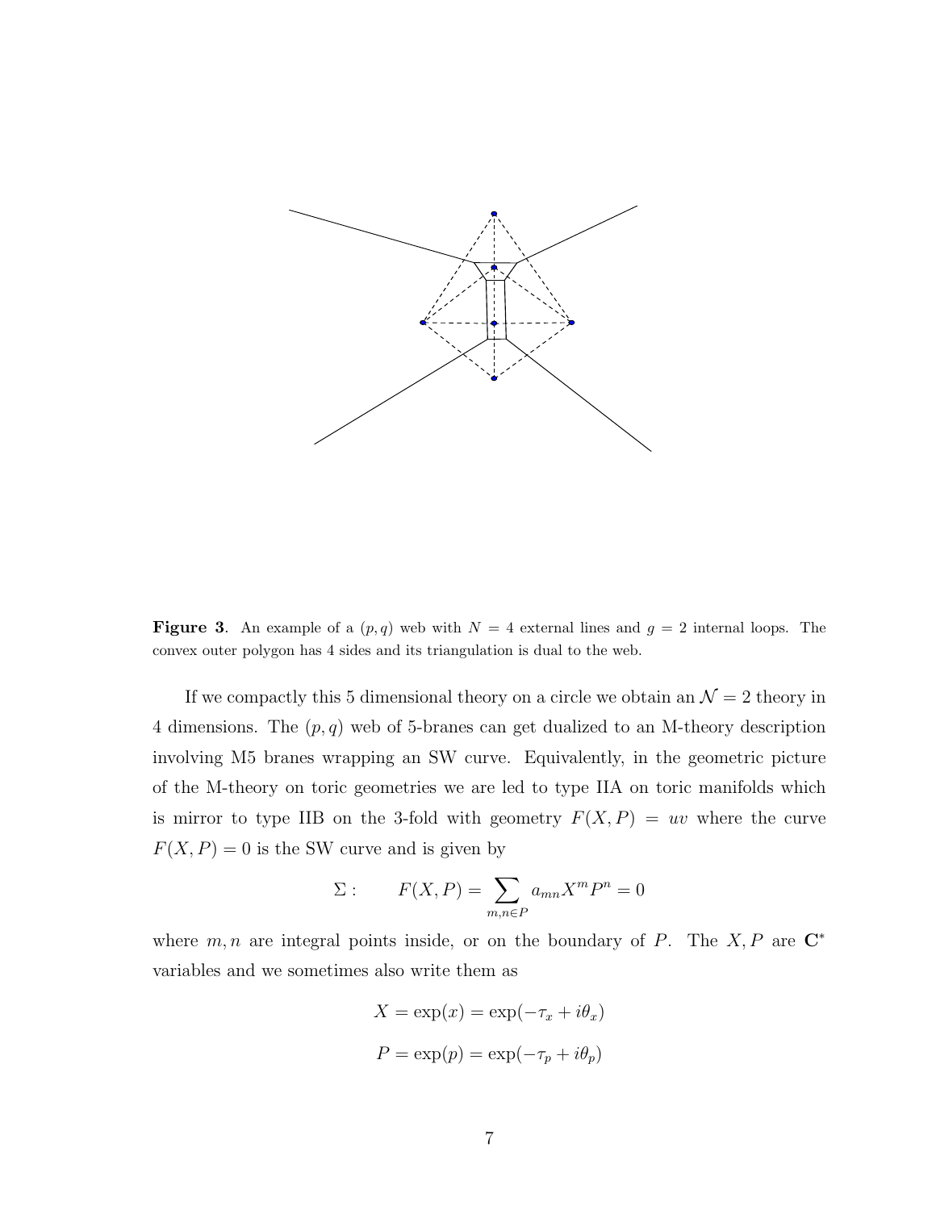**Figure 3**. An example of a $(p,q)$ web with $N = 4$ external lines and $g = 2$ internal loops. The convex outer polygon has 4 sides and its triangulation is dual to the web.

If we compactly this 5 dimensional theory on a circle we obtain an $\mathcal{N} = 2$ theory in 4 dimensions. The $(p,q)$ web of 5-branes can get dualized to an M-theory description involving M5 branes wrapping an SW curve. Equivalently, in the geometric picture of the M-theory on toric geometries we are led to type IIA on toric manifolds which is mirror to type IIB on the 3-fold with geometry $F(X,P) = uv$ where the curve $F(X,P) = 0$ is the SW curve and is given by

$$\Sigma : \qquad F(X,P) = \sum_{m,n \in P} a_{mn} X^m P^n = 0$$

where $m,n$ are integral points inside, or on the boundary of $P$. The $X,P$ are $\mathbf{C}^*$ variables and we sometimes also write them as

$$X = \exp(x) = \exp(-\tau_x + i\theta_x)$$

$$P = \exp(p) = \exp(-\tau_p + i\theta_p)$$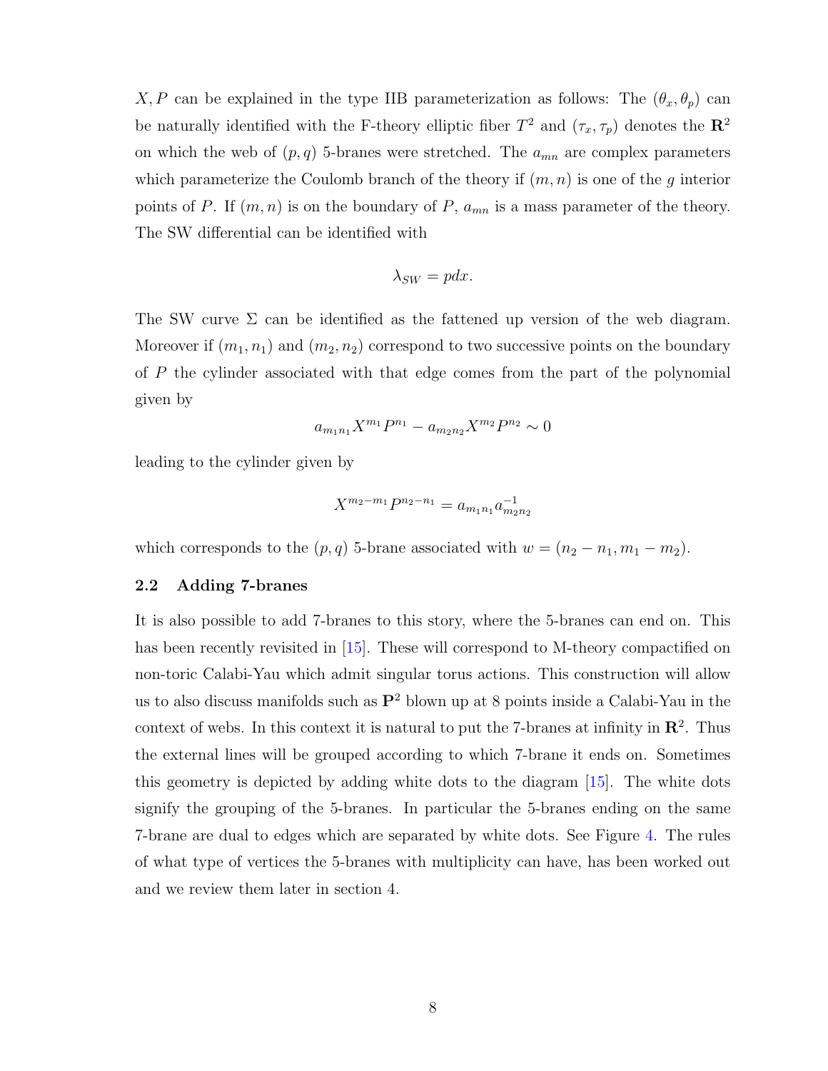$X, P$ can be explained in the type IIB parameterization as follows: The $(\theta_x, \theta_p)$ can be naturally identified with the F-theory elliptic fiber $T^2$ and $(\tau_x, \tau_p)$ denotes the $\mathbf{R}^2$ on which the web of $(p, q)$ 5-branes were stretched. The $a_{mn}$ are complex parameters which parameterize the Coulomb branch of the theory if $(m, n)$ is one of the $g$ interior points of $P$. If $(m, n)$ is on the boundary of $P$, $a_{mn}$ is a mass parameter of the theory. The SW differential can be identified with

$$\lambda_{SW} = pdx.$$

The SW curve $\Sigma$ can be identified as the fattened up version of the web diagram. Moreover if $(m_1, n_1)$ and $(m_2, n_2)$ correspond to two successive points on the boundary of $P$ the cylinder associated with that edge comes from the part of the polynomial given by

$$a_{m_1 n_1} X^{m_1} P^{n_1} - a_{m_2 n_2} X^{m_2} P^{n_2} \sim 0$$

leading to the cylinder given by

$$X^{m_2 - m_1} P^{n_2 - n_1} = a_{m_1 n_1} a_{m_2 n_2}^{-1}$$

which corresponds to the $(p, q)$ 5-brane associated with $w = (n_2 - n_1, m_1 - m_2)$.

### 2.2 Adding 7-branes

It is also possible to add 7-branes to this story, where the 5-branes can end on. This has been recently revisited in [15]. These will correspond to M-theory compactified on non-toric Calabi-Yau which admit singular torus actions. This construction will allow us to also discuss manifolds such as $\mathbf{P}^2$ blown up at 8 points inside a Calabi-Yau in the context of webs. In this context it is natural to put the 7-branes at infinity in $\mathbf{R}^2$. Thus the external lines will be grouped according to which 7-brane it ends on. Sometimes this geometry is depicted by adding white dots to the diagram [15]. The white dots signify the grouping of the 5-branes. In particular the 5-branes ending on the same 7-brane are dual to edges which are separated by white dots. See Figure 4. The rules of what type of vertices the 5-branes with multiplicity can have, has been worked out and we review them later in section 4.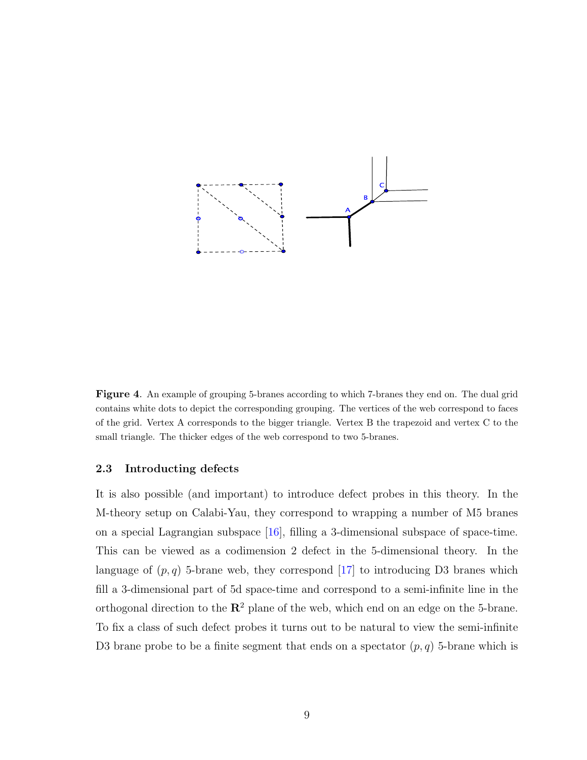**Figure 4**. An example of grouping 5-branes according to which 7-branes they end on. The dual grid contains white dots to depict the corresponding grouping. The vertices of the web correspond to faces of the grid. Vertex A corresponds to the bigger triangle. Vertex B the trapezoid and vertex C to the small triangle. The thicker edges of the web correspond to two 5-branes.

### 2.3 Introducting defects

It is also possible (and important) to introduce defect probes in this theory. In the M-theory setup on Calabi-Yau, they correspond to wrapping a number of M5 branes on a special Lagrangian subspace [16], filling a 3-dimensional subspace of space-time. This can be viewed as a codimension 2 defect in the 5-dimensional theory. In the language of $(p, q)$ 5-brane web, they correspond [17] to introducing D3 branes which fill a 3-dimensional part of 5d space-time and correspond to a semi-infinite line in the orthogonal direction to the $\mathbf{R}^2$ plane of the web, which end on an edge on the 5-brane. To fix a class of such defect probes it turns out to be natural to view the semi-infinite D3 brane probe to be a finite segment that ends on a spectator $(p, q)$ 5-brane which is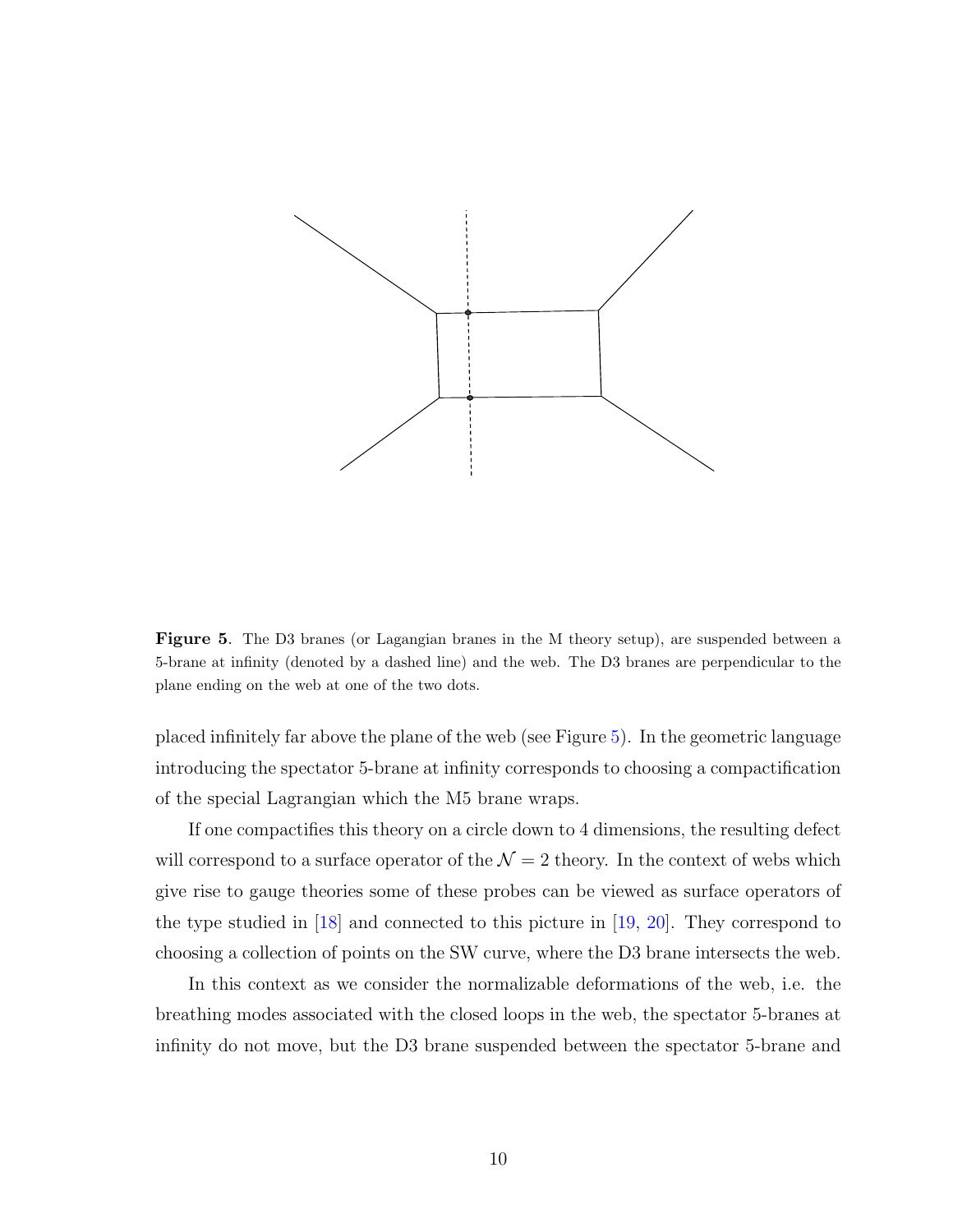**Figure 5**. The D3 branes (or Lagangian branes in the M theory setup), are suspended between a 5-brane at infinity (denoted by a dashed line) and the web. The D3 branes are perpendicular to the plane ending on the web at one of the two dots.

placed infinitely far above the plane of the web (see Figure 5). In the geometric language introducing the spectator 5-brane at infinity corresponds to choosing a compactification of the special Lagrangian which the M5 brane wraps.

If one compactifies this theory on a circle down to 4 dimensions, the resulting defect will correspond to a surface operator of the $\mathcal{N}=2$ theory. In the context of webs which give rise to gauge theories some of these probes can be viewed as surface operators of the type studied in [18] and connected to this picture in [19, 20]. They correspond to choosing a collection of points on the SW curve, where the D3 brane intersects the web.

In this context as we consider the normalizable deformations of the web, i.e. the breathing modes associated with the closed loops in the web, the spectator 5-branes at infinity do not move, but the D3 brane suspended between the spectator 5-brane and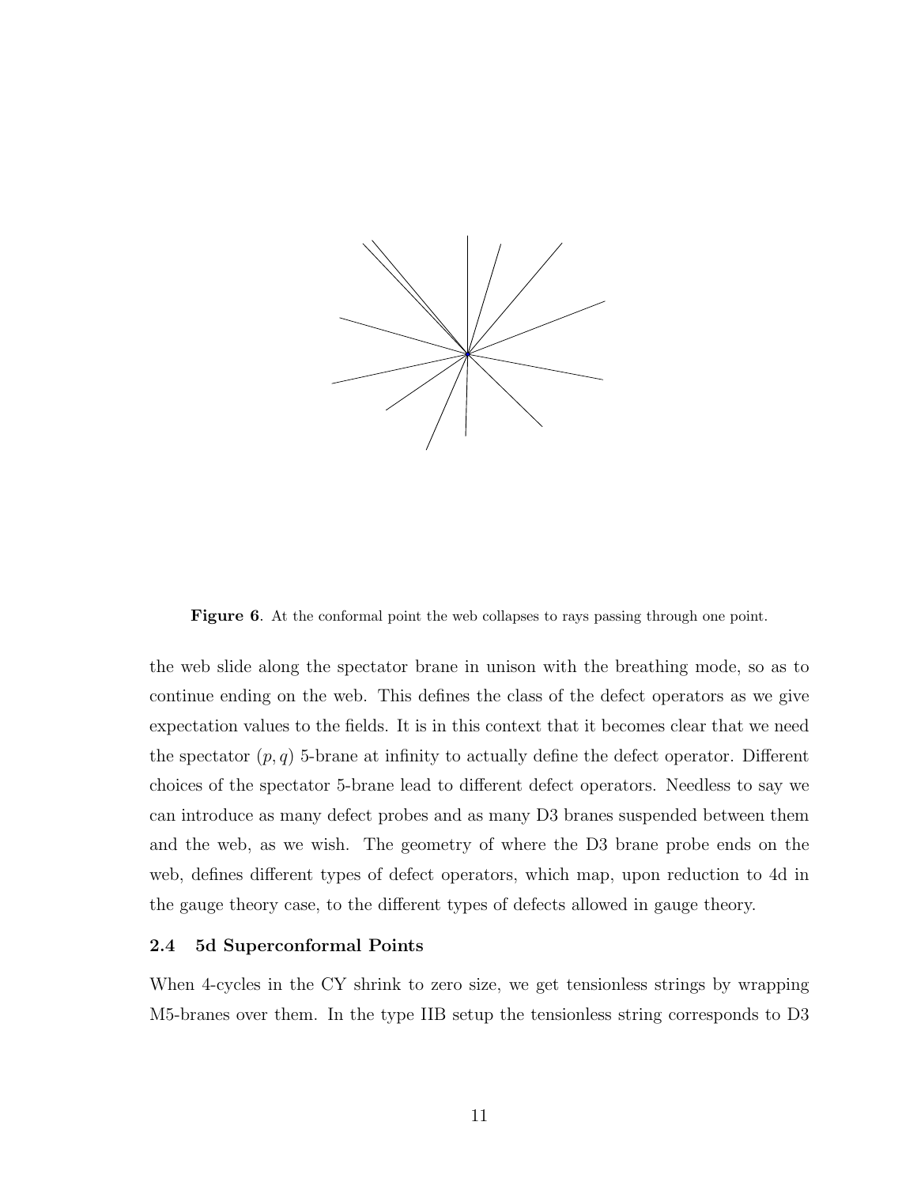**Figure 6**. At the conformal point the web collapses to rays passing through one point.

the web slide along the spectator brane in unison with the breathing mode, so as to continue ending on the web. This defines the class of the defect operators as we give expectation values to the fields. It is in this context that it becomes clear that we need the spectator $(p, q)$ 5-brane at infinity to actually define the defect operator. Different choices of the spectator 5-brane lead to different defect operators. Needless to say we can introduce as many defect probes and as many D3 branes suspended between them and the web, as we wish. The geometry of where the D3 brane probe ends on the web, defines different types of defect operators, which map, upon reduction to 4d in the gauge theory case, to the different types of defects allowed in gauge theory.

### 2.4 5d Superconformal Points

When 4-cycles in the CY shrink to zero size, we get tensionless strings by wrapping M5-branes over them. In the type IIB setup the tensionless string corresponds to D3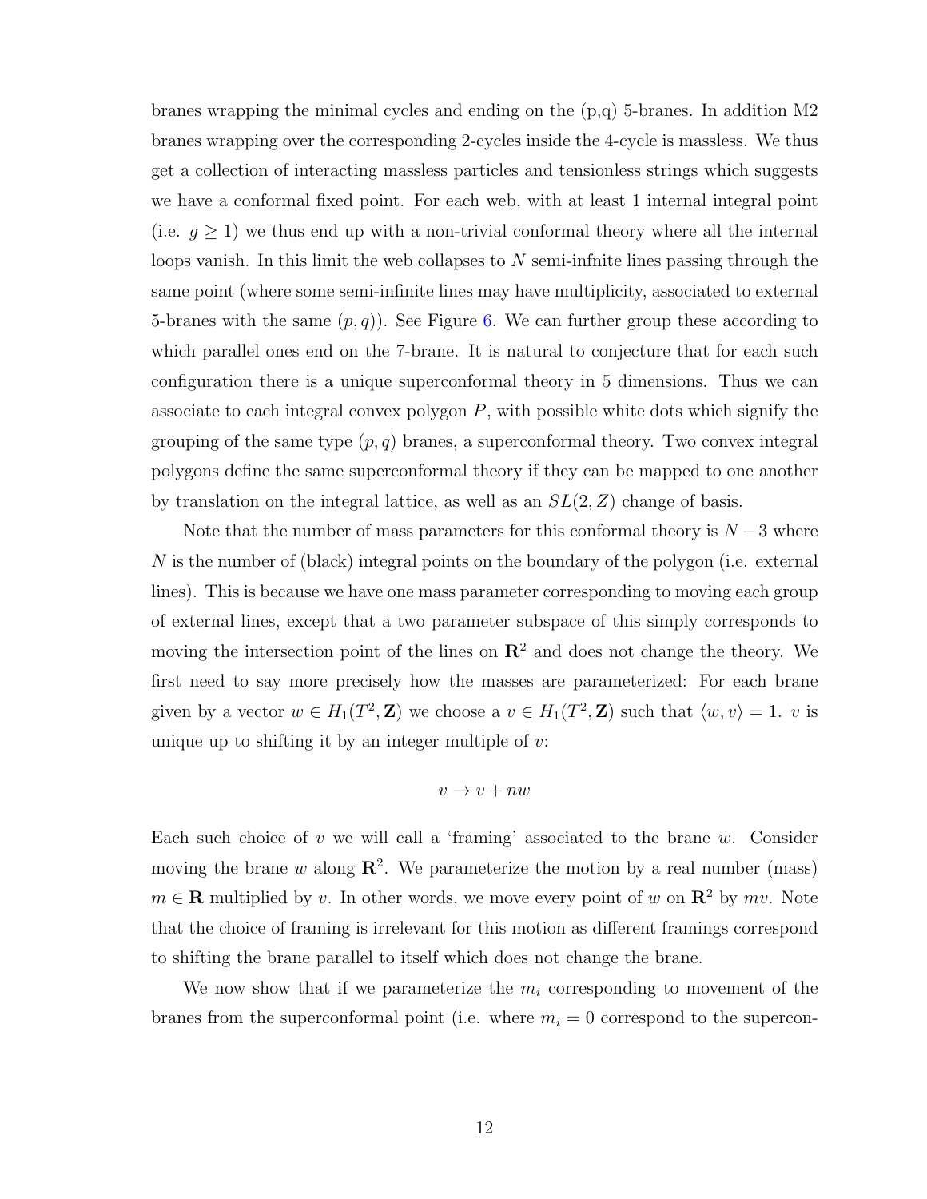branes wrapping the minimal cycles and ending on the (p,q) 5-branes. In addition M2 branes wrapping over the corresponding 2-cycles inside the 4-cycle is massless. We thus get a collection of interacting massless particles and tensionless strings which suggests we have a conformal fixed point. For each web, with at least 1 internal integral point (i.e. $g \geq 1$) we thus end up with a non-trivial conformal theory where all the internal loops vanish. In this limit the web collapses to $N$ semi-infnite lines passing through the same point (where some semi-infinite lines may have multiplicity, associated to external 5-branes with the same $(p, q)$). See Figure 6. We can further group these according to which parallel ones end on the 7-brane. It is natural to conjecture that for each such configuration there is a unique superconformal theory in 5 dimensions. Thus we can associate to each integral convex polygon $P$, with possible white dots which signify the grouping of the same type $(p, q)$ branes, a superconformal theory. Two convex integral polygons define the same superconformal theory if they can be mapped to one another by translation on the integral lattice, as well as an $SL(2, Z)$ change of basis.

Note that the number of mass parameters for this conformal theory is $N - 3$ where $N$ is the number of (black) integral points on the boundary of the polygon (i.e. external lines). This is because we have one mass parameter corresponding to moving each group of external lines, except that a two parameter subspace of this simply corresponds to moving the intersection point of the lines on $\mathbf{R}^2$ and does not change the theory. We first need to say more precisely how the masses are parameterized: For each brane given by a vector $w \in H_1(T^2, \mathbf{Z})$ we choose a $v \in H_1(T^2, \mathbf{Z})$ such that $\langle w, v \rangle = 1$. $v$ is unique up to shifting it by an integer multiple of $v$:

$$v \to v + nw$$

Each such choice of $v$ we will call a 'framing' associated to the brane $w$. Consider moving the brane $w$ along $\mathbf{R}^2$. We parameterize the motion by a real number (mass) $m \in \mathbf{R}$ multiplied by $v$. In other words, we move every point of $w$ on $\mathbf{R}^2$ by $mv$. Note that the choice of framing is irrelevant for this motion as different framings correspond to shifting the brane parallel to itself which does not change the brane.

We now show that if we parameterize the $m_i$ corresponding to movement of the branes from the superconformal point (i.e. where $m_i = 0$ correspond to the supercon-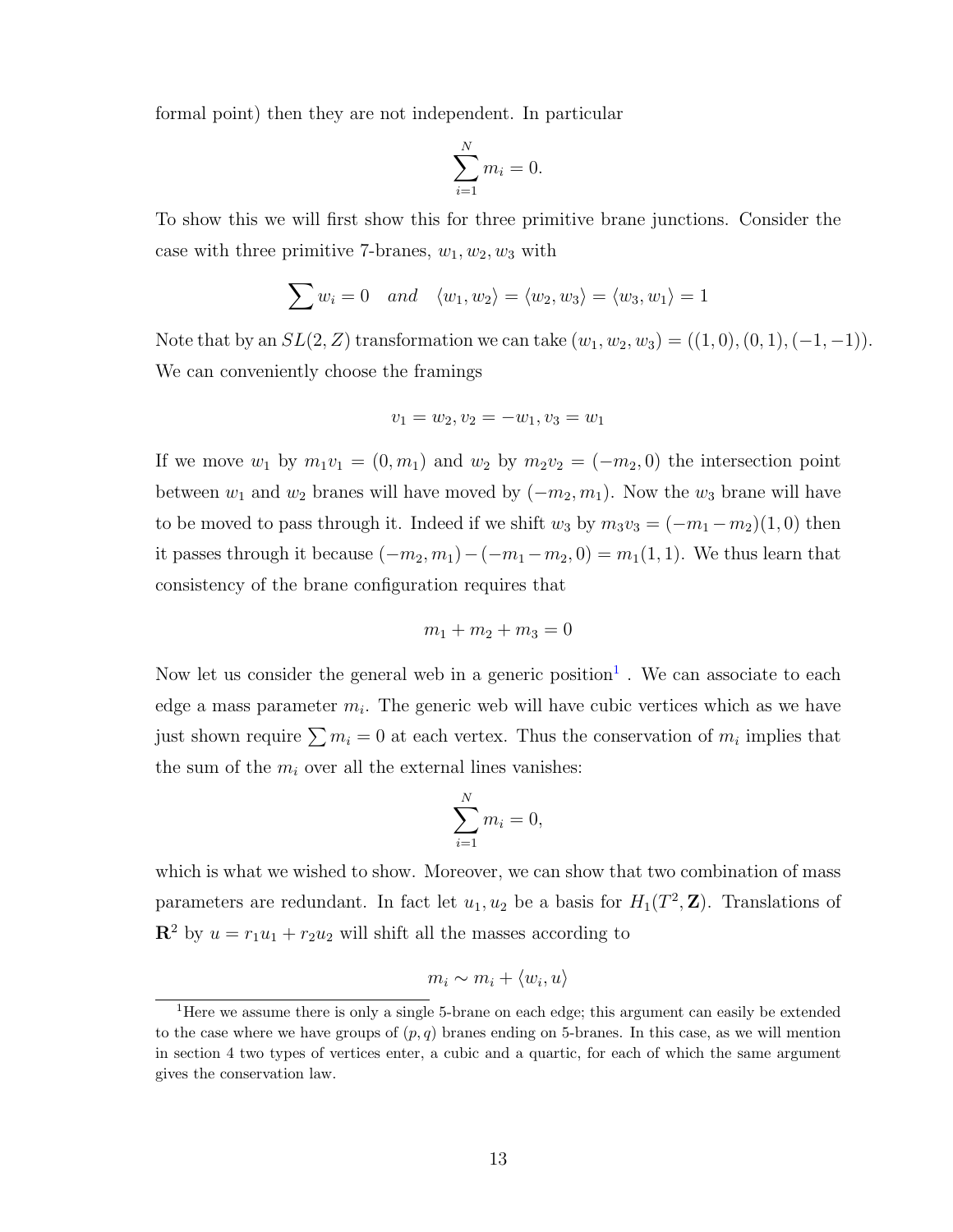formal point) then they are not independent. In particular

$$\sum_{i=1}^{N} m_i = 0.$$

To show this we will first show this for three primitive brane junctions. Consider the case with three primitive 7-branes, $w_1, w_2, w_3$ with

$$\sum w_i = 0 \quad and \quad \langle w_1, w_2 \rangle = \langle w_2, w_3 \rangle = \langle w_3, w_1 \rangle = 1$$

Note that by an $SL(2,Z)$ transformation we can take $(w_1, w_2, w_3) = ((1,0),(0,1),(-1,-1))$. We can conveniently choose the framings

$$v_1 = w_2, v_2 = -w_1, v_3 = w_1$$

If we move $w_1$ by $m_1 v_1 = (0, m_1)$ and $w_2$ by $m_2 v_2 = (-m_2, 0)$ the intersection point between $w_1$ and $w_2$ branes will have moved by $(-m_2, m_1)$. Now the $w_3$ brane will have to be moved to pass through it. Indeed if we shift $w_3$ by $m_3 v_3 = (-m_1 - m_2)(1,0)$ then it passes through it because $(-m_2, m_1) - (-m_1 - m_2, 0) = m_1(1,1)$. We thus learn that consistency of the brane configuration requires that

$$m_1 + m_2 + m_3 = 0$$

Now let us consider the general web in a generic position[1] . We can associate to each edge a mass parameter $m_i$. The generic web will have cubic vertices which as we have just shown require $\sum m_i = 0$ at each vertex. Thus the conservation of $m_i$ implies that the sum of the $m_i$ over all the external lines vanishes:

$$\sum_{i=1}^{N} m_i = 0,$$

which is what we wished to show. Moreover, we can show that two combination of mass parameters are redundant. In fact let $u_1, u_2$ be a basis for $H_1(T^2, \mathbf{Z})$. Translations of $\mathbf{R}^2$ by $u = r_1 u_1 + r_2 u_2$ will shift all the masses according to

$$m_i \sim m_i + \langle w_i, u \rangle$$

[1] Here we assume there is only a single 5-brane on each edge; this argument can easily be extended to the case where we have groups of $(p,q)$ branes ending on 5-branes. In this case, as we will mention in section 4 two types of vertices enter, a cubic and a quartic, for each of which the same argument gives the conservation law.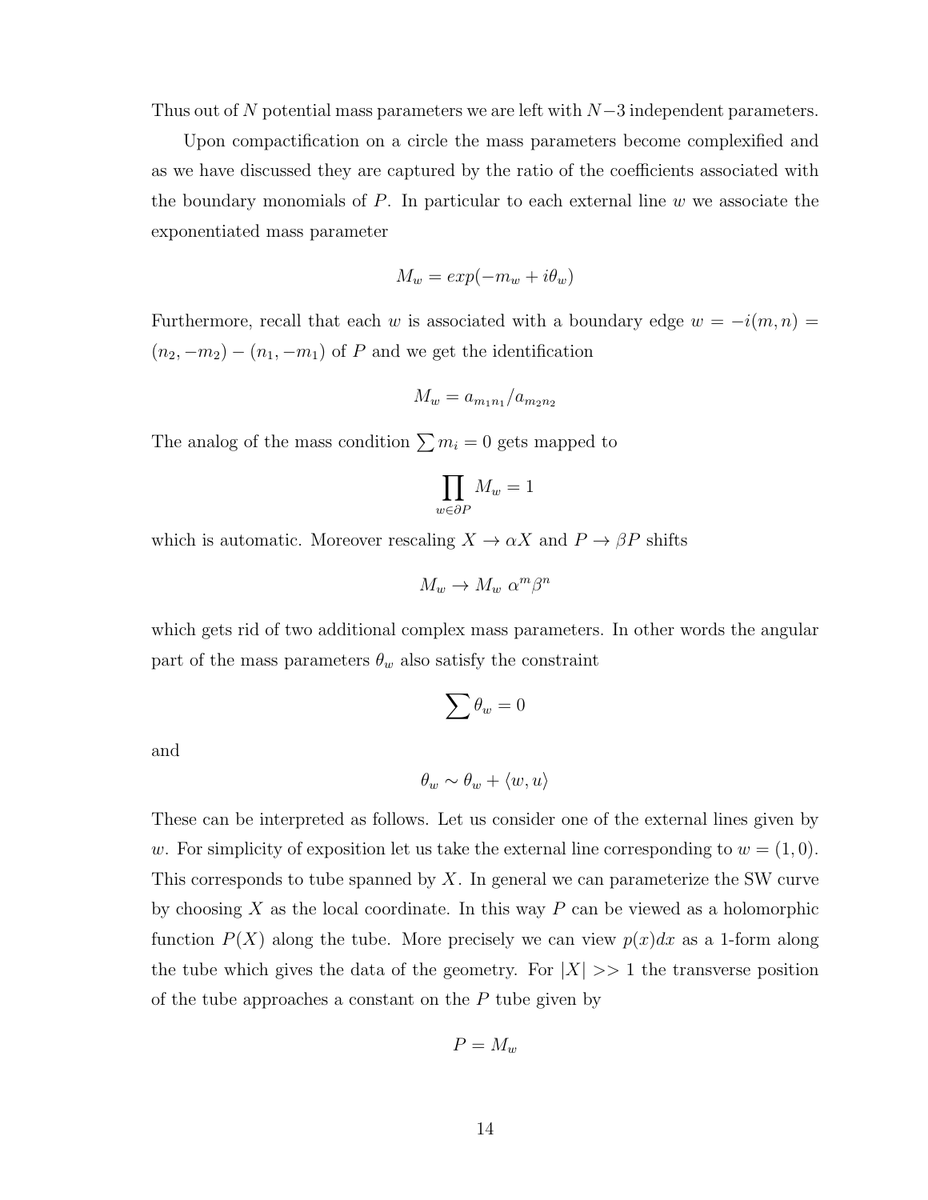Thus out of $N$ potential mass parameters we are left with $N-3$ independent parameters.

Upon compactification on a circle the mass parameters become complexified and as we have discussed they are captured by the ratio of the coefficients associated with the boundary monomials of $P$. In particular to each external line $w$ we associate the exponentiated mass parameter

$$M_w = exp(-m_w + i\theta_w)$$

Furthermore, recall that each $w$ is associated with a boundary edge $w = -i(m,n) = (n_2, -m_2) - (n_1, -m_1)$ of $P$ and we get the identification

$$M_w = a_{m_1 n_1}/a_{m_2 n_2}$$

The analog of the mass condition $\sum m_i = 0$ gets mapped to

$$\prod_{w \in \partial P} M_w = 1$$

which is automatic. Moreover rescaling $X \to \alpha X$ and $P \to \beta P$ shifts

$$M_w \to M_w \ \alpha^m \beta^n$$

which gets rid of two additional complex mass parameters. In other words the angular part of the mass parameters $\theta_w$ also satisfy the constraint

$$\sum \theta_w = 0$$

and

$$\theta_w \sim \theta_w + \langle w, u \rangle$$

These can be interpreted as follows. Let us consider one of the external lines given by $w$. For simplicity of exposition let us take the external line corresponding to $w = (1,0)$. This corresponds to tube spanned by $X$. In general we can parameterize the SW curve by choosing $X$ as the local coordinate. In this way $P$ can be viewed as a holomorphic function $P(X)$ along the tube. More precisely we can view $p(x)dx$ as a 1-form along the tube which gives the data of the geometry. For $|X| >> 1$ the transverse position of the tube approaches a constant on the $P$ tube given by

$$P = M_w$$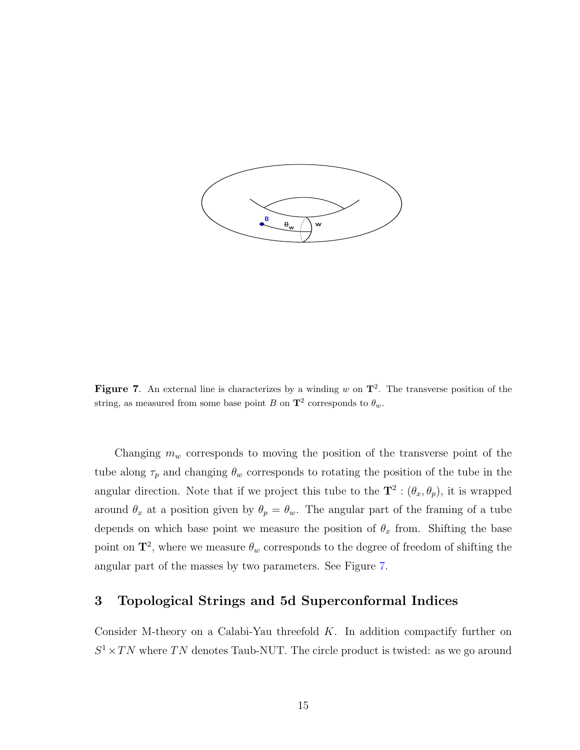**Figure 7**. An external line is characterizes by a winding $w$ on $\mathbf{T}^2$. The transverse position of the string, as measured from some base point $B$ on $\mathbf{T}^2$ corresponds to $\theta_w$.

Changing $m_w$ corresponds to moving the position of the transverse point of the tube along $\tau_p$ and changing $\theta_w$ corresponds to rotating the position of the tube in the angular direction. Note that if we project this tube to the $\mathbf{T}^2 : (\theta_x, \theta_p)$, it is wrapped around $\theta_x$ at a position given by $\theta_p = \theta_w$. The angular part of the framing of a tube depends on which base point we measure the position of $\theta_x$ from. Shifting the base point on $\mathbf{T}^2$, where we measure $\theta_w$ corresponds to the degree of freedom of shifting the angular part of the masses by two parameters. See Figure 7.

## 3 Topological Strings and 5d Superconformal Indices

Consider M-theory on a Calabi-Yau threefold $K$. In addition compactify further on $S^1 \times TN$ where $TN$ denotes Taub-NUT. The circle product is twisted: as we go around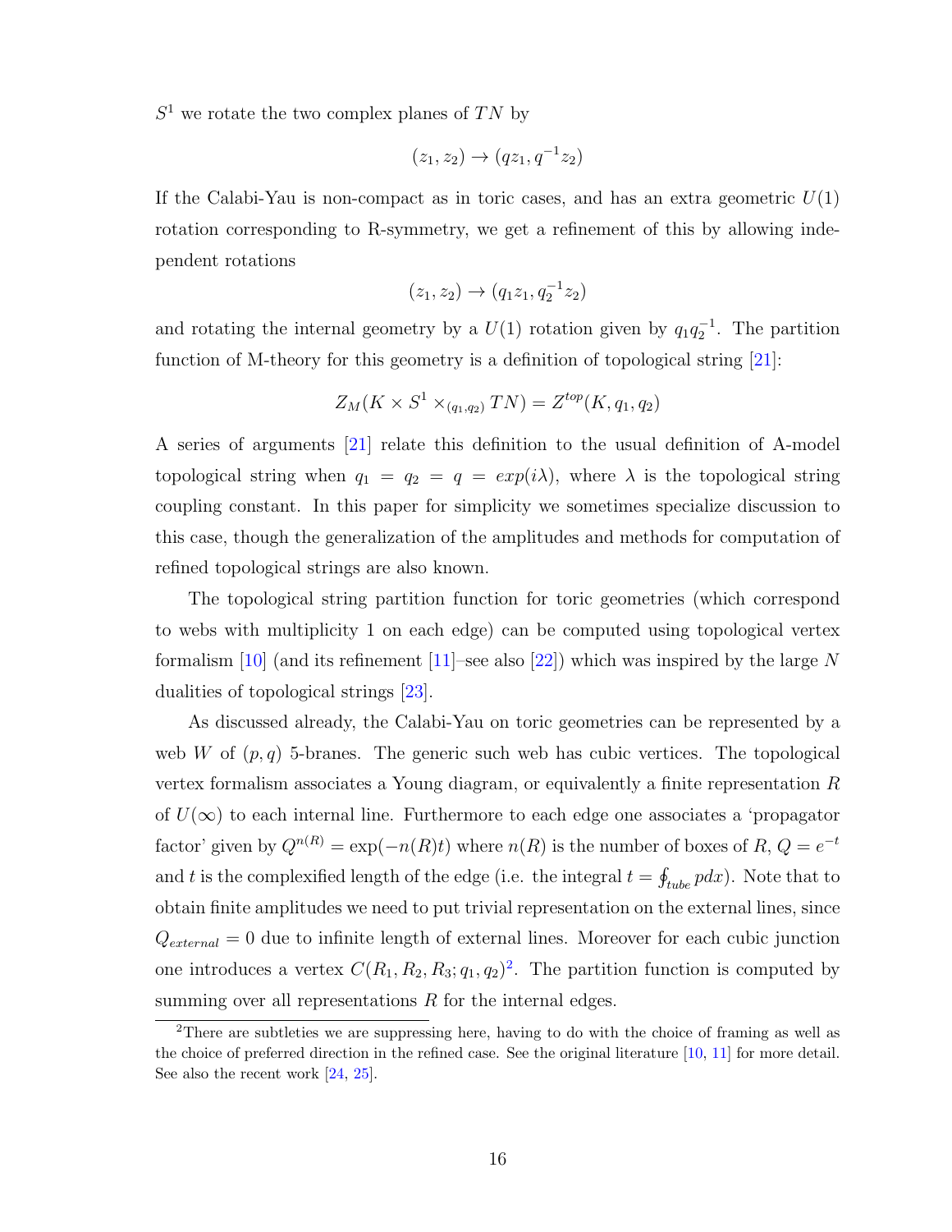$S^1$ we rotate the two complex planes of $TN$ by

$$(z_1, z_2) \to (qz_1, q^{-1}z_2)$$

If the Calabi-Yau is non-compact as in toric cases, and has an extra geometric $U(1)$ rotation corresponding to R-symmetry, we get a refinement of this by allowing independent rotations

$$(z_1, z_2) \to (q_1 z_1, q_2^{-1} z_2)$$

and rotating the internal geometry by a $U(1)$ rotation given by $q_1 q_2^{-1}$. The partition function of M-theory for this geometry is a definition of topological string [21]:

$$Z_M(K \times S^1 \times_{(q_1,q_2)} TN) = Z^{top}(K, q_1, q_2)$$

A series of arguments [21] relate this definition to the usual definition of A-model topological string when $q_1 = q_2 = q = exp(i\lambda)$, where $\lambda$ is the topological string coupling constant. In this paper for simplicity we sometimes specialize discussion to this case, though the generalization of the amplitudes and methods for computation of refined topological strings are also known.

The topological string partition function for toric geometries (which correspond to webs with multiplicity 1 on each edge) can be computed using topological vertex formalism [10] (and its refinement [11]–see also [22]) which was inspired by the large $N$ dualities of topological strings [23].

As discussed already, the Calabi-Yau on toric geometries can be represented by a web $W$ of $(p, q)$ 5-branes. The generic such web has cubic vertices. The topological vertex formalism associates a Young diagram, or equivalently a finite representation $R$ of $U(\infty)$ to each internal line. Furthermore to each edge one associates a 'propagator factor' given by $Q^{n(R)} = \exp(-n(R)t)$ where $n(R)$ is the number of boxes of $R$, $Q = e^{-t}$ and $t$ is the complexified length of the edge (i.e. the integral $t = \oint_{tube} pdx$). Note that to obtain finite amplitudes we need to put trivial representation on the external lines, since $Q_{external} = 0$ due to infinite length of external lines. Moreover for each cubic junction one introduces a vertex $C(R_1, R_2, R_3; q_1, q_2)$[2]. The partition function is computed by summing over all representations $R$ for the internal edges.

[2]There are subtleties we are suppressing here, having to do with the choice of framing as well as the choice of preferred direction in the refined case. See the original literature [10, 11] for more detail. See also the recent work [24, 25].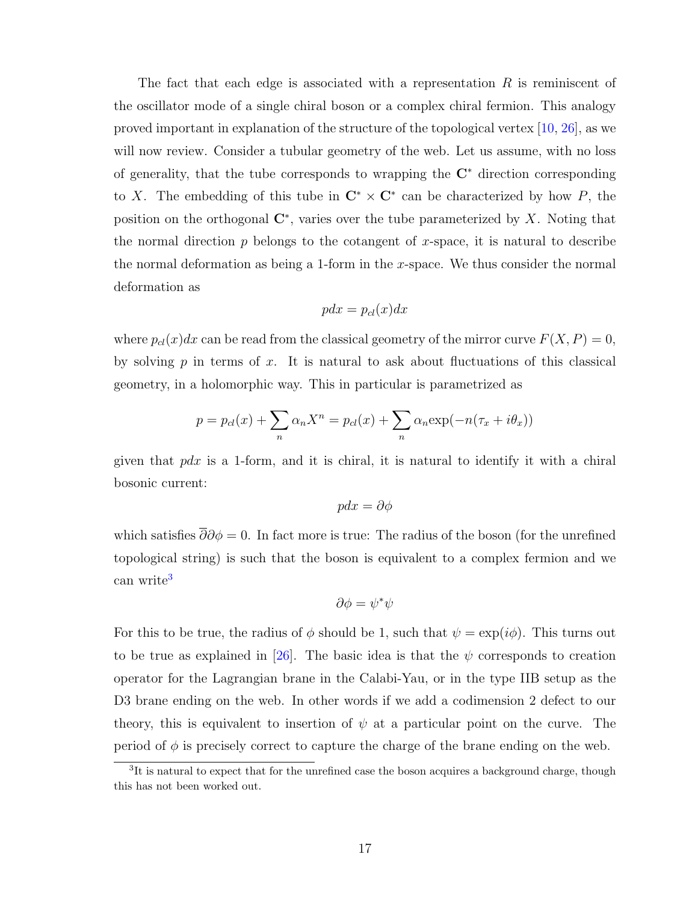The fact that each edge is associated with a representation $R$ is reminiscent of the oscillator mode of a single chiral boson or a complex chiral fermion. This analogy proved important in explanation of the structure of the topological vertex [10, 26], as we will now review. Consider a tubular geometry of the web. Let us assume, with no loss of generality, that the tube corresponds to wrapping the $\mathbf{C}^*$ direction corresponding to $X$. The embedding of this tube in $\mathbf{C}^* \times \mathbf{C}^*$ can be characterized by how $P$, the position on the orthogonal $\mathbf{C}^*$, varies over the tube parameterized by $X$. Noting that the normal direction $p$ belongs to the cotangent of $x$-space, it is natural to describe the normal deformation as being a 1-form in the $x$-space. We thus consider the normal deformation as

$$pdx = p_{cl}(x)dx$$

where $p_{cl}(x)dx$ can be read from the classical geometry of the mirror curve $F(X, P) = 0$, by solving $p$ in terms of $x$. It is natural to ask about fluctuations of this classical geometry, in a holomorphic way. This in particular is parametrized as

$$p = p_{cl}(x) + \sum_n \alpha_n X^n = p_{cl}(x) + \sum_n \alpha_n \exp(-n(\tau_x + i\theta_x))$$

given that $pdx$ is a 1-form, and it is chiral, it is natural to identify it with a chiral bosonic current:

$$pdx = \partial\phi$$

which satisfies $\overline{\partial}\partial\phi = 0$. In fact more is true: The radius of the boson (for the unrefined topological string) is such that the boson is equivalent to a complex fermion and we can write[3]

$$\partial\phi = \psi^*\psi$$

For this to be true, the radius of $\phi$ should be 1, such that $\psi = \exp(i\phi)$. This turns out to be true as explained in [26]. The basic idea is that the $\psi$ corresponds to creation operator for the Lagrangian brane in the Calabi-Yau, or in the type IIB setup as the D3 brane ending on the web. In other words if we add a codimension 2 defect to our theory, this is equivalent to insertion of $\psi$ at a particular point on the curve. The period of $\phi$ is precisely correct to capture the charge of the brane ending on the web.

[3] It is natural to expect that for the unrefined case the boson acquires a background charge, though this has not been worked out.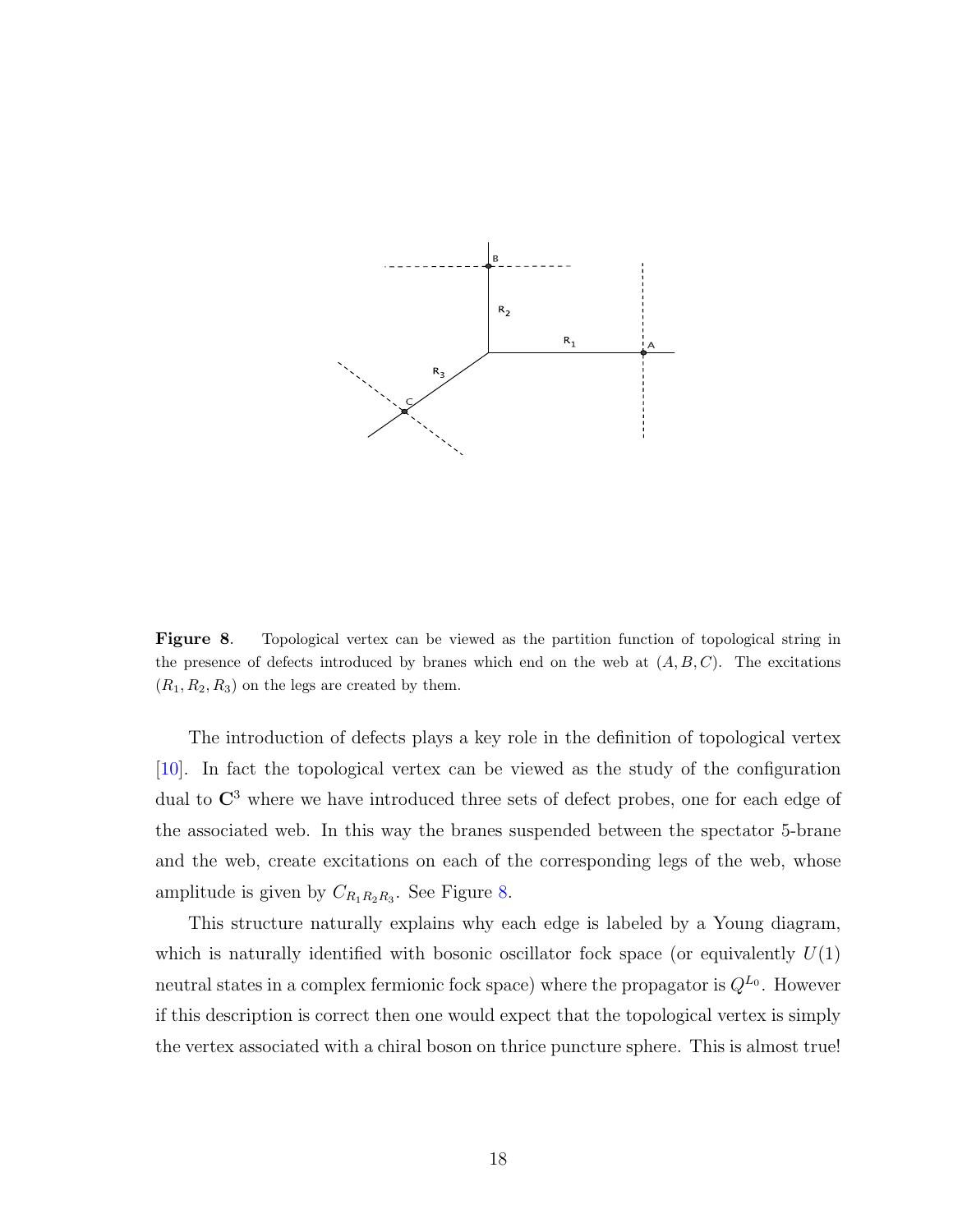**Figure 8**. Topological vertex can be viewed as the partition function of topological string in the presence of defects introduced by branes which end on the web at $(A, B, C)$. The excitations $(R_1, R_2, R_3)$ on the legs are created by them.

The introduction of defects plays a key role in the definition of topological vertex [10]. In fact the topological vertex can be viewed as the study of the configuration dual to $\mathbf{C}^3$ where we have introduced three sets of defect probes, one for each edge of the associated web. In this way the branes suspended between the spectator 5-brane and the web, create excitations on each of the corresponding legs of the web, whose amplitude is given by $C_{R_1 R_2 R_3}$. See Figure 8.

This structure naturally explains why each edge is labeled by a Young diagram, which is naturally identified with bosonic oscillator fock space (or equivalently $U(1)$ neutral states in a complex fermionic fock space) where the propagator is $Q^{L_0}$. However if this description is correct then one would expect that the topological vertex is simply the vertex associated with a chiral boson on thrice puncture sphere. This is almost true!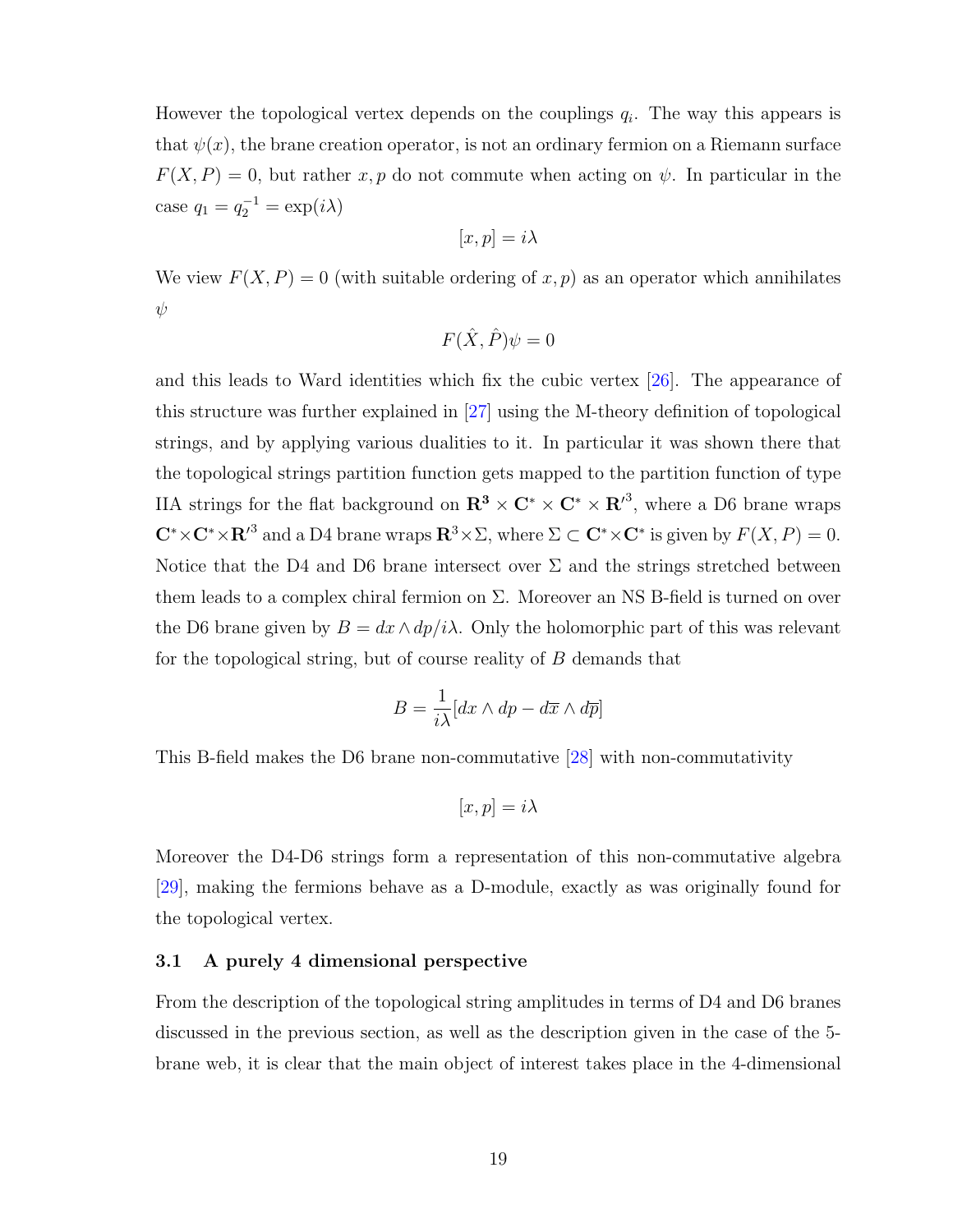However the topological vertex depends on the couplings $q_i$. The way this appears is that $\psi(x)$, the brane creation operator, is not an ordinary fermion on a Riemann surface $F(X,P)=0$, but rather $x,p$ do not commute when acting on $\psi$. In particular in the case $q_1 = q_2^{-1} = \exp(i\lambda)$

$$[x,p] = i\lambda$$

We view $F(X,P)=0$ (with suitable ordering of $x,p$) as an operator which annihilates $\psi$

$$F(\hat{X},\hat{P})\psi = 0$$

and this leads to Ward identities which fix the cubic vertex [26]. The appearance of this structure was further explained in [27] using the M-theory definition of topological strings, and by applying various dualities to it. In particular it was shown there that the topological strings partition function gets mapped to the partition function of type IIA strings for the flat background on $\mathbf{R^3} \times \mathbf{C}^* \times \mathbf{C}^* \times \mathbf{R}'^{\mathbf{3}}$, where a D6 brane wraps $\mathbf{C}^* \times \mathbf{C}^* \times \mathbf{R}'^{\mathbf{3}}$ and a D4 brane wraps $\mathbf{R}^3 \times \Sigma$, where $\Sigma \subset \mathbf{C}^* \times \mathbf{C}^*$ is given by $F(X,P)=0$. Notice that the D4 and D6 brane intersect over $\Sigma$ and the strings stretched between them leads to a complex chiral fermion on $\Sigma$. Moreover an NS B-field is turned on over the D6 brane given by $B = dx \wedge dp/i\lambda$. Only the holomorphic part of this was relevant for the topological string, but of course reality of $B$ demands that

$$B = \frac{1}{i\lambda}[dx \wedge dp - d\overline{x} \wedge d\overline{p}]$$

This B-field makes the D6 brane non-commutative [28] with non-commutativity

$$[x,p] = i\lambda$$

Moreover the D4-D6 strings form a representation of this non-commutative algebra [29], making the fermions behave as a D-module, exactly as was originally found for the topological vertex.

### 3.1 A purely 4 dimensional perspective

From the description of the topological string amplitudes in terms of D4 and D6 branes discussed in the previous section, as well as the description given in the case of the 5-brane web, it is clear that the main object of interest takes place in the 4-dimensional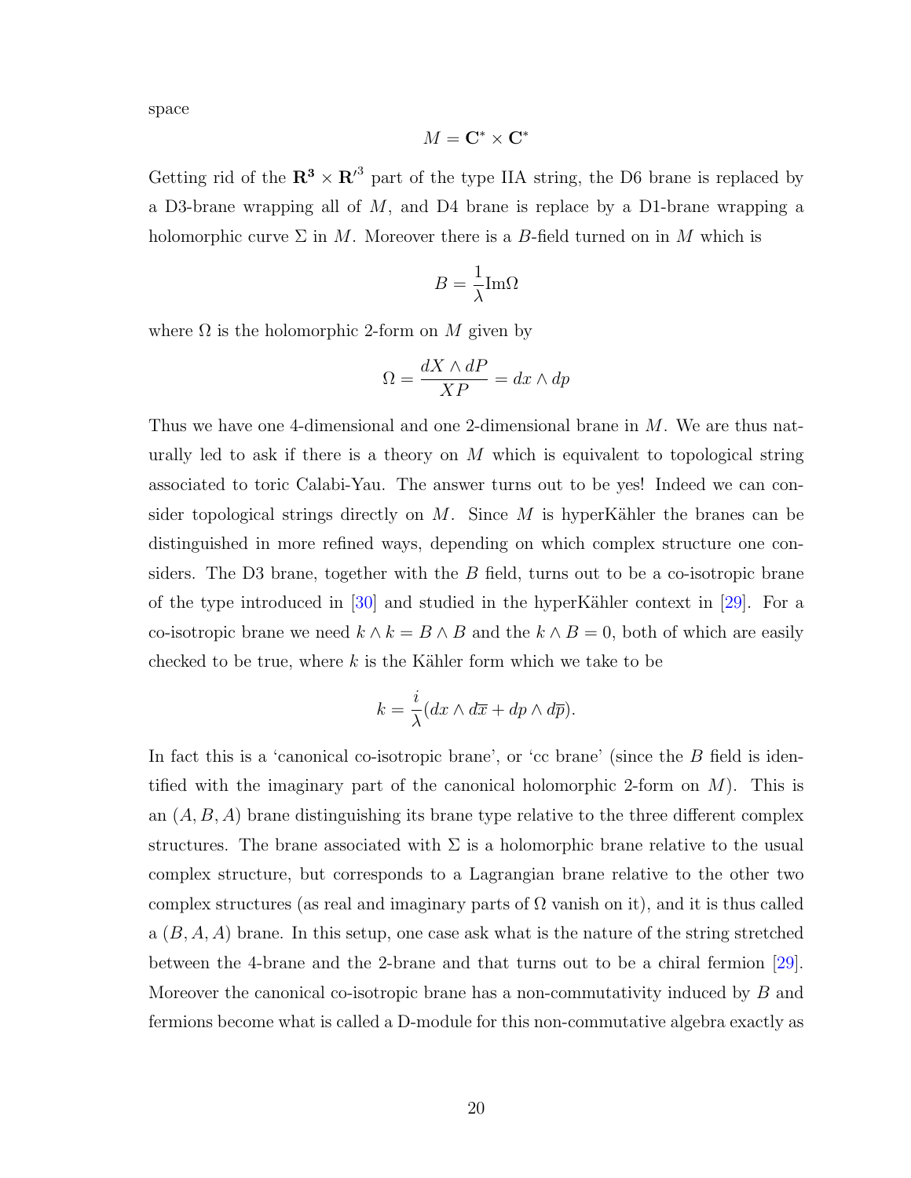space

$$M = \mathbf{C}^* \times \mathbf{C}^*$$

Getting rid of the $\mathbf{R^3} \times \mathbf{R'}^3$ part of the type IIA string, the D6 brane is replaced by a D3-brane wrapping all of $M$, and D4 brane is replace by a D1-brane wrapping a holomorphic curve $\Sigma$ in $M$. Moreover there is a $B$-field turned on in $M$ which is

$$B = \frac{1}{\lambda}\text{Im}\Omega$$

where $\Omega$ is the holomorphic 2-form on $M$ given by

$$\Omega = \frac{dX \wedge dP}{XP} = dx \wedge dp$$

Thus we have one 4-dimensional and one 2-dimensional brane in $M$. We are thus naturally led to ask if there is a theory on $M$ which is equivalent to topological string associated to toric Calabi-Yau. The answer turns out to be yes! Indeed we can consider topological strings directly on $M$. Since $M$ is hyperKähler the branes can be distinguished in more refined ways, depending on which complex structure one considers. The D3 brane, together with the $B$ field, turns out to be a co-isotropic brane of the type introduced in [30] and studied in the hyperKähler context in [29]. For a co-isotropic brane we need $k \wedge k = B \wedge B$ and the $k \wedge B = 0$, both of which are easily checked to be true, where $k$ is the Kähler form which we take to be

$$k = \frac{i}{\lambda}(dx \wedge d\overline{x} + dp \wedge d\overline{p}).$$

In fact this is a 'canonical co-isotropic brane', or 'cc brane' (since the $B$ field is identified with the imaginary part of the canonical holomorphic 2-form on $M$). This is an $(A, B, A)$ brane distinguishing its brane type relative to the three different complex structures. The brane associated with $\Sigma$ is a holomorphic brane relative to the usual complex structure, but corresponds to a Lagrangian brane relative to the other two complex structures (as real and imaginary parts of $\Omega$ vanish on it), and it is thus called a $(B, A, A)$ brane. In this setup, one case ask what is the nature of the string stretched between the 4-brane and the 2-brane and that turns out to be a chiral fermion [29]. Moreover the canonical co-isotropic brane has a non-commutativity induced by $B$ and fermions become what is called a D-module for this non-commutative algebra exactly as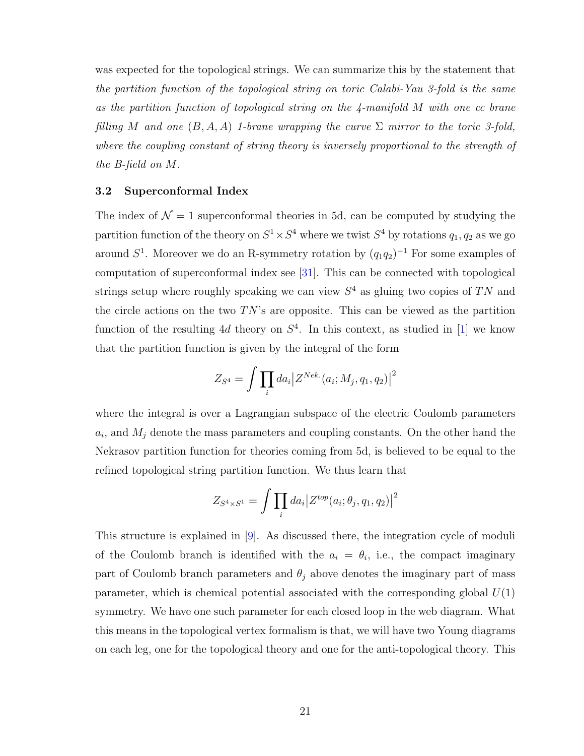was expected for the topological strings. We can summarize this by the statement that *the partition function of the topological string on toric Calabi-Yau 3-fold is the same as the partition function of topological string on the 4-manifold $M$ with one cc brane filling $M$ and one $(B, A, A)$ 1-brane wrapping the curve $\Sigma$ mirror to the toric 3-fold, where the coupling constant of string theory is inversely proportional to the strength of the B-field on $M$.*

### 3.2 Superconformal Index

The index of $\mathcal{N} = 1$ superconformal theories in 5d, can be computed by studying the partition function of the theory on $S^1 \times S^4$ where we twist $S^4$ by rotations $q_1, q_2$ as we go around $S^1$. Moreover we do an R-symmetry rotation by $(q_1 q_2)^{-1}$ For some examples of computation of superconformal index see [31]. This can be connected with topological strings setup where roughly speaking we can view $S^4$ as gluing two copies of $TN$ and the circle actions on the two $TN$'s are opposite. This can be viewed as the partition function of the resulting $4d$ theory on $S^4$. In this context, as studied in [1] we know that the partition function is given by the integral of the form

$$Z_{S^4} = \int \prod_i da_i \big| Z^{Nek.}(a_i; M_j, q_1, q_2) \big|^2$$

where the integral is over a Lagrangian subspace of the electric Coulomb parameters $a_i$, and $M_j$ denote the mass parameters and coupling constants. On the other hand the Nekrasov partition function for theories coming from 5d, is believed to be equal to the refined topological string partition function. We thus learn that

$$Z_{S^4 \times S^1} = \int \prod_i da_i \big| Z^{top}(a_i; \theta_j, q_1, q_2) \big|^2$$

This structure is explained in [9]. As discussed there, the integration cycle of moduli of the Coulomb branch is identified with the $a_i = \theta_i$, i.e., the compact imaginary part of Coulomb branch parameters and $\theta_j$ above denotes the imaginary part of mass parameter, which is chemical potential associated with the corresponding global $U(1)$ symmetry. We have one such parameter for each closed loop in the web diagram. What this means in the topological vertex formalism is that, we will have two Young diagrams on each leg, one for the topological theory and one for the anti-topological theory. This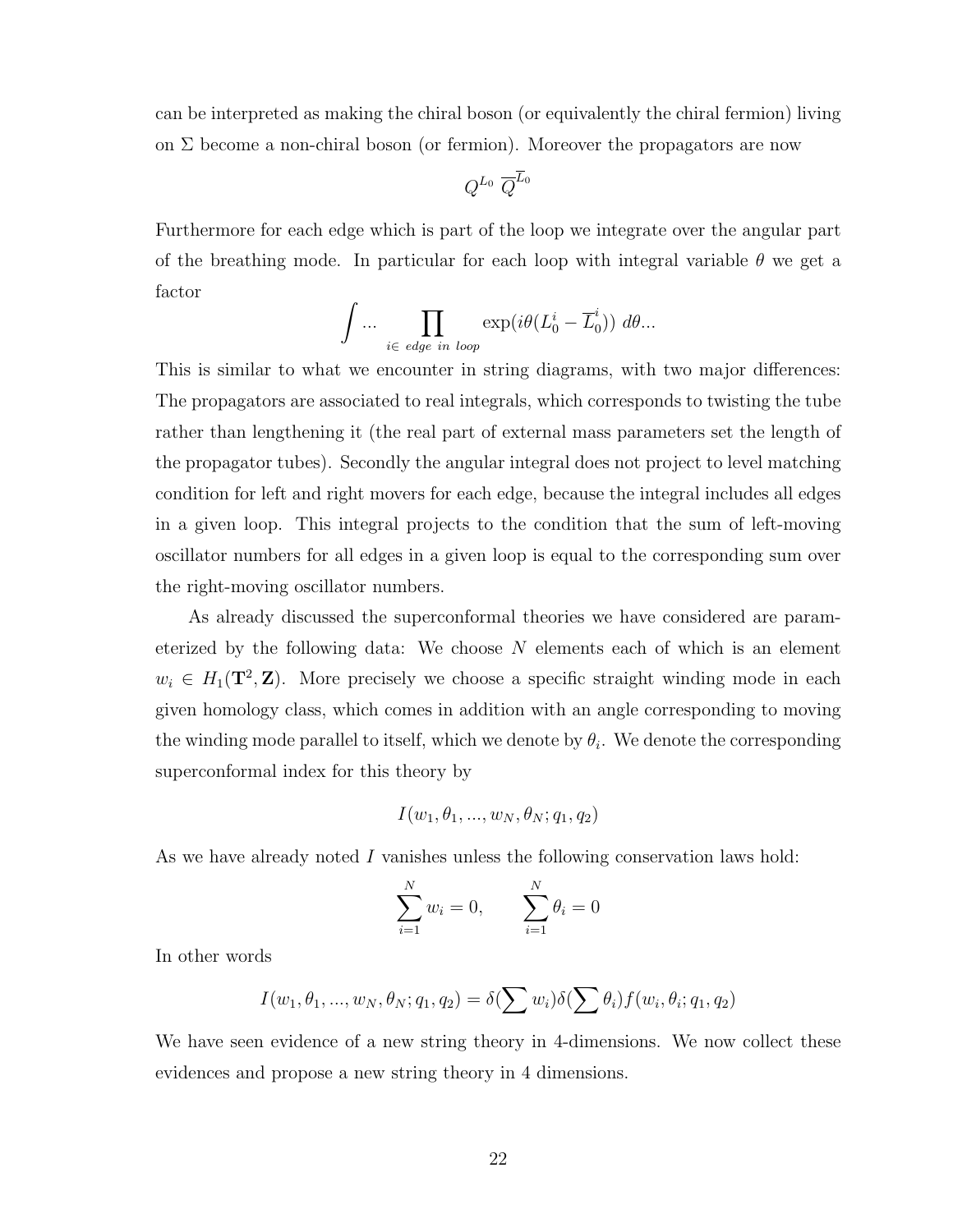can be interpreted as making the chiral boson (or equivalently the chiral fermion) living on $\Sigma$ become a non-chiral boson (or fermion). Moreover the propagators are now

$$Q^{L_0}\ \overline{Q}^{\overline{L}_0}$$

Furthermore for each edge which is part of the loop we integrate over the angular part of the breathing mode. In particular for each loop with integral variable $\theta$ we get a factor

$$\int ... \prod_{i\in\ edge\ in\ loop} \exp(i\theta(L_0^i - \overline{L}_0^i))\ d\theta...$$

This is similar to what we encounter in string diagrams, with two major differences: The propagators are associated to real integrals, which corresponds to twisting the tube rather than lengthening it (the real part of external mass parameters set the length of the propagator tubes). Secondly the angular integral does not project to level matching condition for left and right movers for each edge, because the integral includes all edges in a given loop. This integral projects to the condition that the sum of left-moving oscillator numbers for all edges in a given loop is equal to the corresponding sum over the right-moving oscillator numbers.

As already discussed the superconformal theories we have considered are parameterized by the following data: We choose $N$ elements each of which is an element $w_i \in H_1(\mathbf{T}^2, \mathbf{Z})$. More precisely we choose a specific straight winding mode in each given homology class, which comes in addition with an angle corresponding to moving the winding mode parallel to itself, which we denote by $\theta_i$. We denote the corresponding superconformal index for this theory by

$$I(w_1, \theta_1, ..., w_N, \theta_N; q_1, q_2)$$

As we have already noted $I$ vanishes unless the following conservation laws hold:

$$\sum_{i=1}^{N} w_i = 0, \qquad \sum_{i=1}^{N} \theta_i = 0$$

In other words

$$I(w_1, \theta_1, ..., w_N, \theta_N; q_1, q_2) = \delta(\sum w_i)\delta(\sum \theta_i) f(w_i, \theta_i; q_1, q_2)$$

We have seen evidence of a new string theory in 4-dimensions. We now collect these evidences and propose a new string theory in 4 dimensions.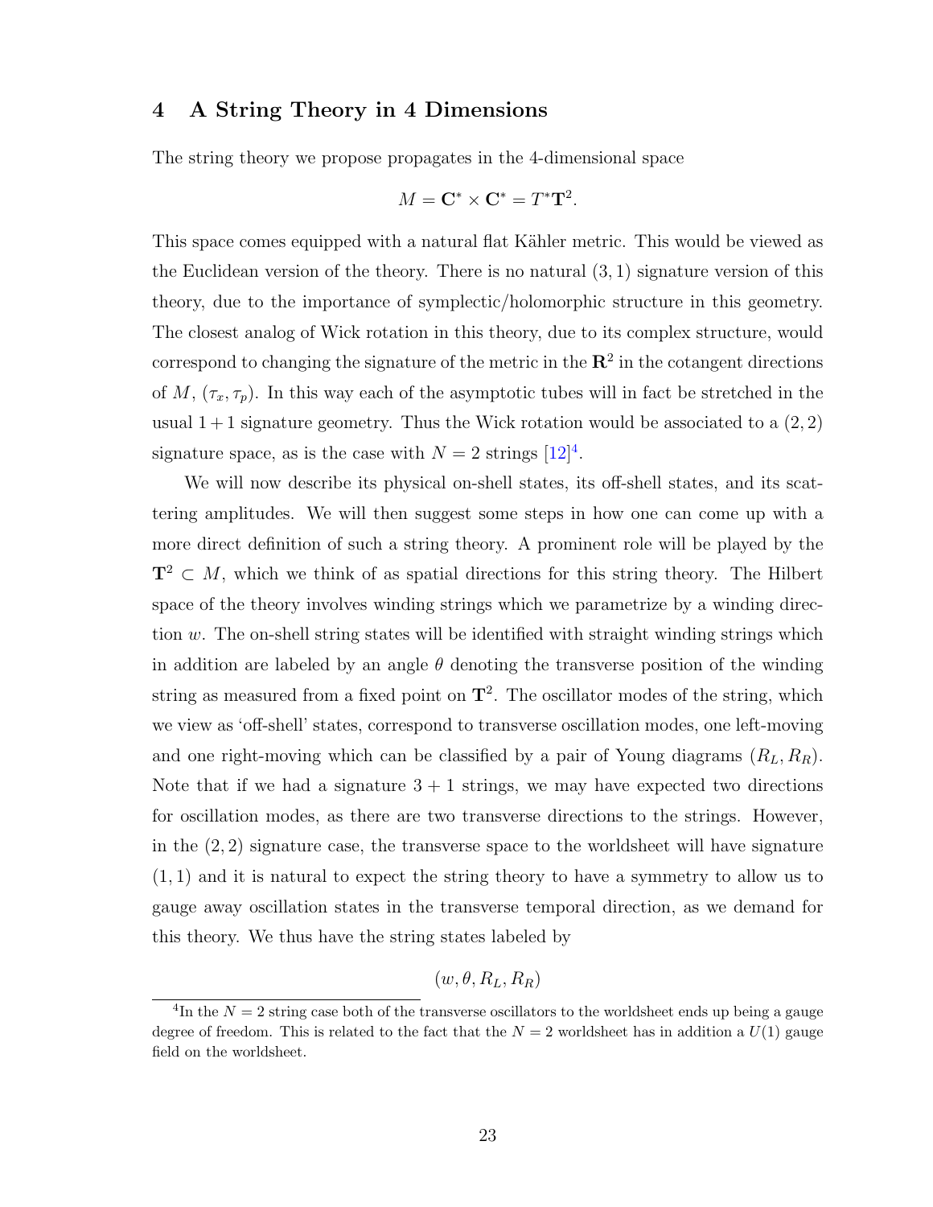## 4 A String Theory in 4 Dimensions

The string theory we propose propagates in the 4-dimensional space

$$M = \mathbf{C}^* \times \mathbf{C}^* = T^*\mathbf{T}^2.$$

This space comes equipped with a natural flat Kähler metric. This would be viewed as the Euclidean version of the theory. There is no natural $(3,1)$ signature version of this theory, due to the importance of symplectic/holomorphic structure in this geometry. The closest analog of Wick rotation in this theory, due to its complex structure, would correspond to changing the signature of the metric in the $\mathbf{R}^2$ in the cotangent directions of $M$, $(\tau_x, \tau_p)$. In this way each of the asymptotic tubes will in fact be stretched in the usual $1+1$ signature geometry. Thus the Wick rotation would be associated to a $(2,2)$ signature space, as is the case with $N = 2$ strings [12][4].

We will now describe its physical on-shell states, its off-shell states, and its scattering amplitudes. We will then suggest some steps in how one can come up with a more direct definition of such a string theory. A prominent role will be played by the $\mathbf{T}^2 \subset M$, which we think of as spatial directions for this string theory. The Hilbert space of the theory involves winding strings which we parametrize by a winding direction $w$. The on-shell string states will be identified with straight winding strings which in addition are labeled by an angle $\theta$ denoting the transverse position of the winding string as measured from a fixed point on $\mathbf{T}^2$. The oscillator modes of the string, which we view as 'off-shell' states, correspond to transverse oscillation modes, one left-moving and one right-moving which can be classified by a pair of Young diagrams $(R_L, R_R)$. Note that if we had a signature $3+1$ strings, we may have expected two directions for oscillation modes, as there are two transverse directions to the strings. However, in the $(2,2)$ signature case, the transverse space to the worldsheet will have signature $(1,1)$ and it is natural to expect the string theory to have a symmetry to allow us to gauge away oscillation states in the transverse temporal direction, as we demand for this theory. We thus have the string states labeled by

$$(w, \theta, R_L, R_R)$$

[4] In the $N = 2$ string case both of the transverse oscillators to the worldsheet ends up being a gauge degree of freedom. This is related to the fact that the $N = 2$ worldsheet has in addition a $U(1)$ gauge field on the worldsheet.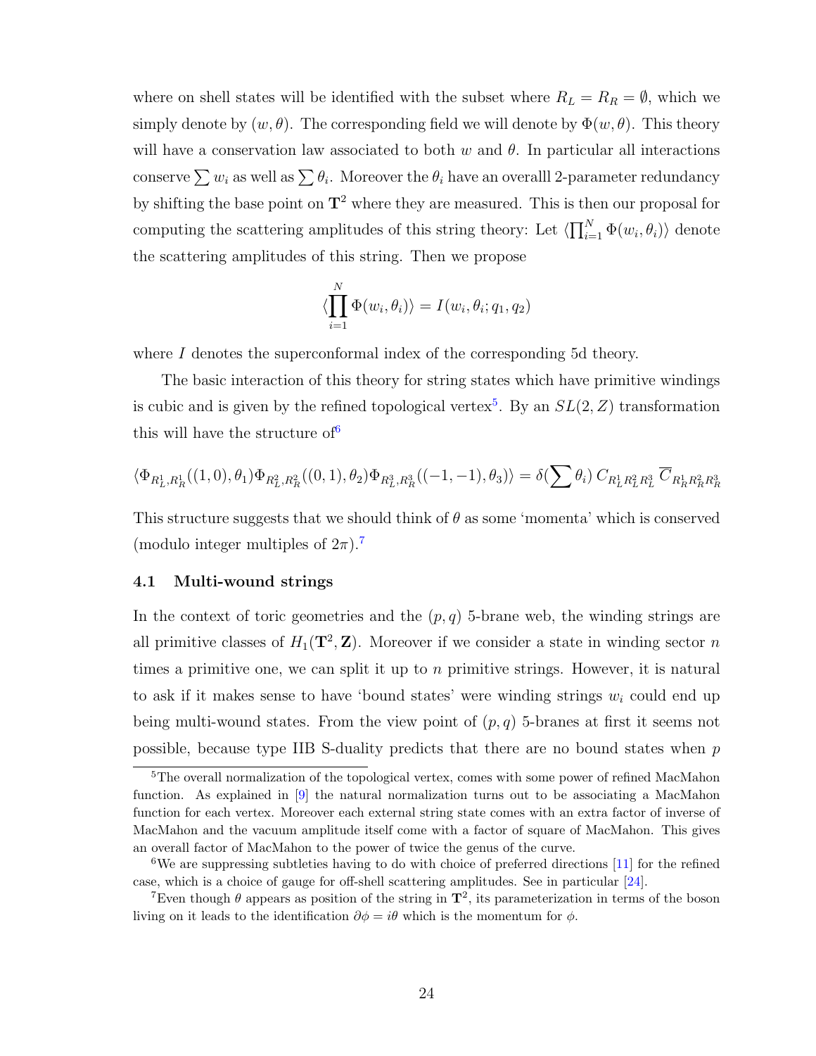where on shell states will be identified with the subset where $R_L = R_R = \emptyset$, which we simply denote by $(w, \theta)$. The corresponding field we will denote by $\Phi(w, \theta)$. This theory will have a conservation law associated to both $w$ and $\theta$. In particular all interactions conserve $\sum w_i$ as well as $\sum \theta_i$. Moreover the $\theta_i$ have an overalll 2-parameter redundancy by shifting the base point on $\mathbf{T}^2$ where they are measured. This is then our proposal for computing the scattering amplitudes of this string theory: Let $\langle \prod_{i=1}^N \Phi(w_i, \theta_i) \rangle$ denote the scattering amplitudes of this string. Then we propose

$$\langle \prod_{i=1}^N \Phi(w_i, \theta_i) \rangle = I(w_i, \theta_i; q_1, q_2)$$

where $I$ denotes the superconformal index of the corresponding 5d theory.

The basic interaction of this theory for string states which have primitive windings is cubic and is given by the refined topological vertex[5]. By an $SL(2, Z)$ transformation this will have the structure of[6]

$$\langle \Phi_{R_L^1, R_R^1}((1,0), \theta_1) \Phi_{R_L^2, R_R^2}((0,1), \theta_2) \Phi_{R_L^3, R_R^3}((-1,-1), \theta_3) \rangle = \delta(\sum \theta_i)\, C_{R_L^1 R_L^2 R_L^3}\, \overline{C}_{R_R^1 R_R^2 R_R^3}$$

This structure suggests that we should think of $\theta$ as some 'momenta' which is conserved (modulo integer multiples of $2\pi$).[7]

### 4.1 Multi-wound strings

In the context of toric geometries and the $(p, q)$ 5-brane web, the winding strings are all primitive classes of $H_1(\mathbf{T}^2, \mathbf{Z})$. Moreover if we consider a state in winding sector $n$ times a primitive one, we can split it up to $n$ primitive strings. However, it is natural to ask if it makes sense to have 'bound states' were winding strings $w_i$ could end up being multi-wound states. From the view point of $(p, q)$ 5-branes at first it seems not possible, because type IIB S-duality predicts that there are no bound states when $p$

---

[5] The overall normalization of the topological vertex, comes with some power of refined MacMahon function. As explained in [9] the natural normalization turns out to be associating a MacMahon function for each vertex. Moreover each external string state comes with an extra factor of inverse of MacMahon and the vacuum amplitude itself come with a factor of square of MacMahon. This gives an overall factor of MacMahon to the power of twice the genus of the curve.

[6] We are suppressing subtleties having to do with choice of preferred directions [11] for the refined case, which is a choice of gauge for off-shell scattering amplitudes. See in particular [24].

[7] Even though $\theta$ appears as position of the string in $\mathbf{T}^2$, its parameterization in terms of the boson living on it leads to the identification $\partial\phi = i\theta$ which is the momentum for $\phi$.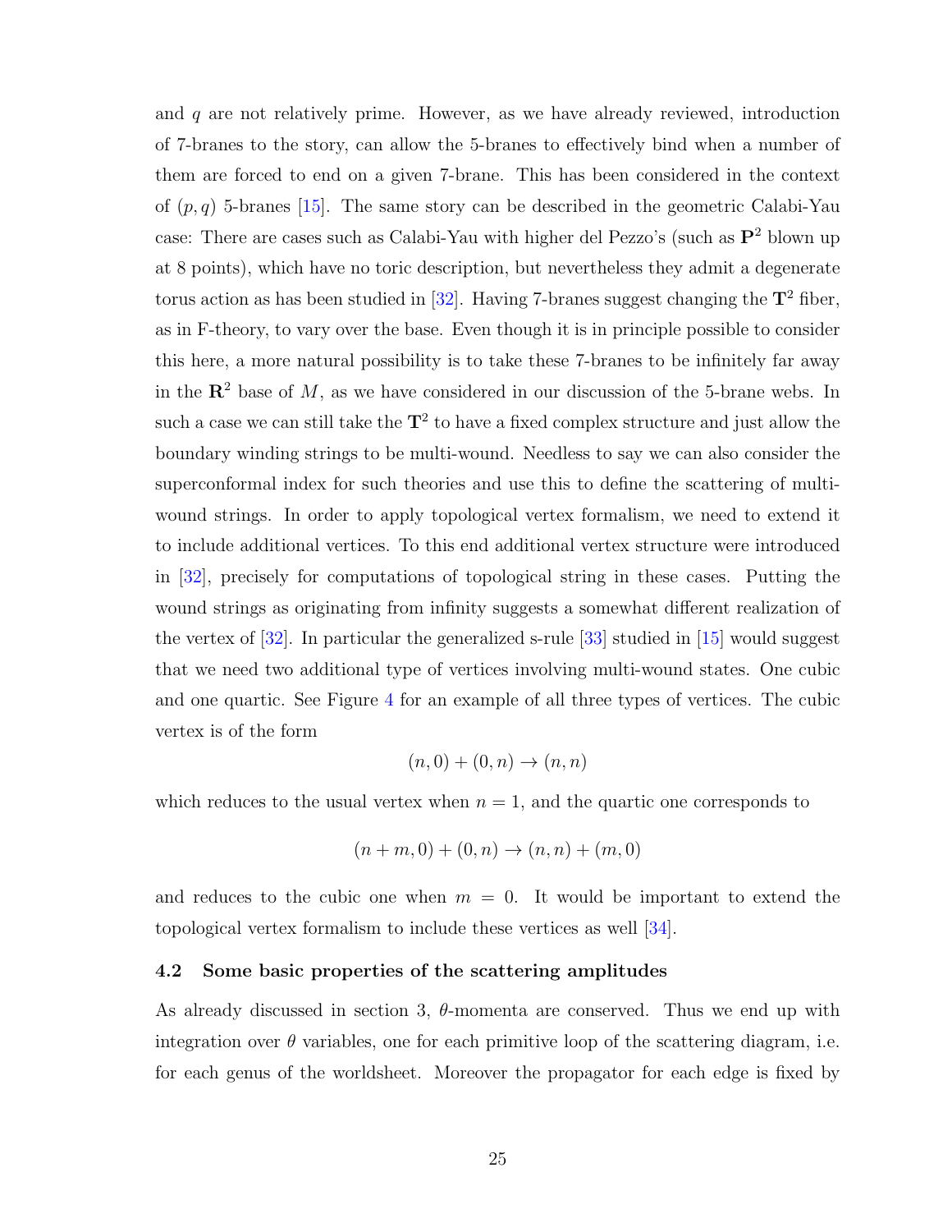and $q$ are not relatively prime. However, as we have already reviewed, introduction of 7-branes to the story, can allow the 5-branes to effectively bind when a number of them are forced to end on a given 7-brane. This has been considered in the context of $(p, q)$ 5-branes [15]. The same story can be described in the geometric Calabi-Yau case: There are cases such as Calabi-Yau with higher del Pezzo's (such as $\mathbf{P}^2$ blown up at 8 points), which have no toric description, but nevertheless they admit a degenerate torus action as has been studied in [32]. Having 7-branes suggest changing the $\mathbf{T}^2$ fiber, as in F-theory, to vary over the base. Even though it is in principle possible to consider this here, a more natural possibility is to take these 7-branes to be infinitely far away in the $\mathbf{R}^2$ base of $M$, as we have considered in our discussion of the 5-brane webs. In such a case we can still take the $\mathbf{T}^2$ to have a fixed complex structure and just allow the boundary winding strings to be multi-wound. Needless to say we can also consider the superconformal index for such theories and use this to define the scattering of multi-wound strings. In order to apply topological vertex formalism, we need to extend it to include additional vertices. To this end additional vertex structure were introduced in [32], precisely for computations of topological string in these cases. Putting the wound strings as originating from infinity suggests a somewhat different realization of the vertex of [32]. In particular the generalized s-rule [33] studied in [15] would suggest that we need two additional type of vertices involving multi-wound states. One cubic and one quartic. See Figure 4 for an example of all three types of vertices. The cubic vertex is of the form

$$(n, 0) + (0, n) \to (n, n)$$

which reduces to the usual vertex when $n = 1$, and the quartic one corresponds to

$$(n + m, 0) + (0, n) \to (n, n) + (m, 0)$$

and reduces to the cubic one when $m = 0$. It would be important to extend the topological vertex formalism to include these vertices as well [34].

### 4.2 Some basic properties of the scattering amplitudes

As already discussed in section 3, $\theta$-momenta are conserved. Thus we end up with integration over $\theta$ variables, one for each primitive loop of the scattering diagram, i.e. for each genus of the worldsheet. Moreover the propagator for each edge is fixed by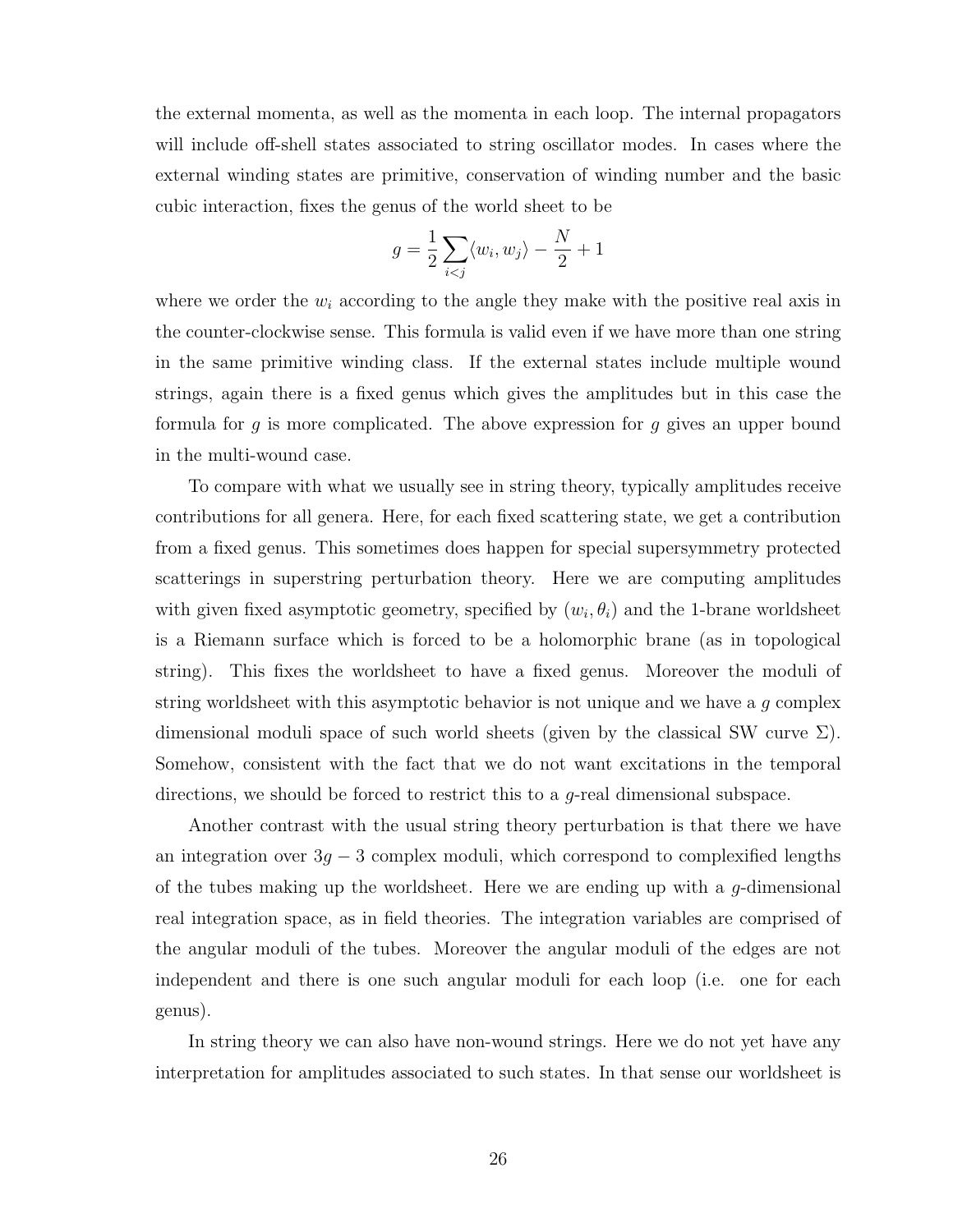the external momenta, as well as the momenta in each loop. The internal propagators will include off-shell states associated to string oscillator modes. In cases where the external winding states are primitive, conservation of winding number and the basic cubic interaction, fixes the genus of the world sheet to be

$$g = \frac{1}{2}\sum_{i<j}\langle w_i, w_j\rangle - \frac{N}{2} + 1$$

where we order the $w_i$ according to the angle they make with the positive real axis in the counter-clockwise sense. This formula is valid even if we have more than one string in the same primitive winding class. If the external states include multiple wound strings, again there is a fixed genus which gives the amplitudes but in this case the formula for $g$ is more complicated. The above expression for $g$ gives an upper bound in the multi-wound case.

To compare with what we usually see in string theory, typically amplitudes receive contributions for all genera. Here, for each fixed scattering state, we get a contribution from a fixed genus. This sometimes does happen for special supersymmetry protected scatterings in superstring perturbation theory. Here we are computing amplitudes with given fixed asymptotic geometry, specified by $(w_i, \theta_i)$ and the 1-brane worldsheet is a Riemann surface which is forced to be a holomorphic brane (as in topological string). This fixes the worldsheet to have a fixed genus. Moreover the moduli of string worldsheet with this asymptotic behavior is not unique and we have a $g$ complex dimensional moduli space of such world sheets (given by the classical SW curve $\Sigma$). Somehow, consistent with the fact that we do not want excitations in the temporal directions, we should be forced to restrict this to a $g$-real dimensional subspace.

Another contrast with the usual string theory perturbation is that there we have an integration over $3g-3$ complex moduli, which correspond to complexified lengths of the tubes making up the worldsheet. Here we are ending up with a $g$-dimensional real integration space, as in field theories. The integration variables are comprised of the angular moduli of the tubes. Moreover the angular moduli of the edges are not independent and there is one such angular moduli for each loop (i.e. one for each genus).

In string theory we can also have non-wound strings. Here we do not yet have any interpretation for amplitudes associated to such states. In that sense our worldsheet is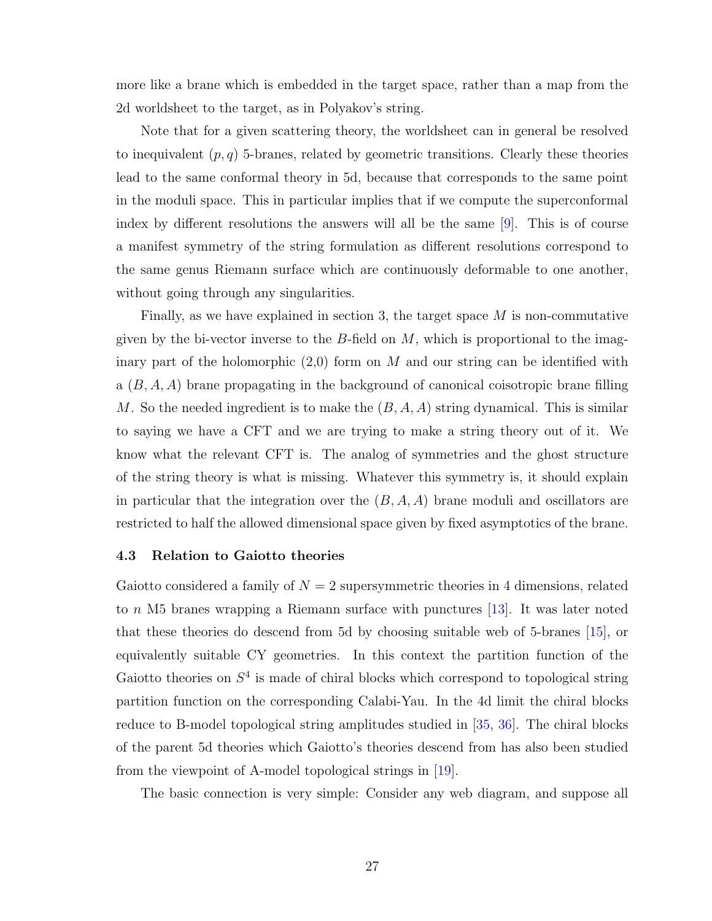more like a brane which is embedded in the target space, rather than a map from the 2d worldsheet to the target, as in Polyakov's string.

Note that for a given scattering theory, the worldsheet can in general be resolved to inequivalent $(p, q)$ 5-branes, related by geometric transitions. Clearly these theories lead to the same conformal theory in 5d, because that corresponds to the same point in the moduli space. This in particular implies that if we compute the superconformal index by different resolutions the answers will all be the same [9]. This is of course a manifest symmetry of the string formulation as different resolutions correspond to the same genus Riemann surface which are continuously deformable to one another, without going through any singularities.

Finally, as we have explained in section 3, the target space $M$ is non-commutative given by the bi-vector inverse to the $B$-field on $M$, which is proportional to the imaginary part of the holomorphic (2,0) form on $M$ and our string can be identified with a $(B, A, A)$ brane propagating in the background of canonical coisotropic brane filling $M$. So the needed ingredient is to make the $(B, A, A)$ string dynamical. This is similar to saying we have a CFT and we are trying to make a string theory out of it. We know what the relevant CFT is. The analog of symmetries and the ghost structure of the string theory is what is missing. Whatever this symmetry is, it should explain in particular that the integration over the $(B, A, A)$ brane moduli and oscillators are restricted to half the allowed dimensional space given by fixed asymptotics of the brane.

### 4.3 Relation to Gaiotto theories

Gaiotto considered a family of $N = 2$ supersymmetric theories in 4 dimensions, related to $n$ M5 branes wrapping a Riemann surface with punctures [13]. It was later noted that these theories do descend from 5d by choosing suitable web of 5-branes [15], or equivalently suitable CY geometries. In this context the partition function of the Gaiotto theories on $S^4$ is made of chiral blocks which correspond to topological string partition function on the corresponding Calabi-Yau. In the 4d limit the chiral blocks reduce to B-model topological string amplitudes studied in [35, 36]. The chiral blocks of the parent 5d theories which Gaiotto's theories descend from has also been studied from the viewpoint of A-model topological strings in [19].

The basic connection is very simple: Consider any web diagram, and suppose all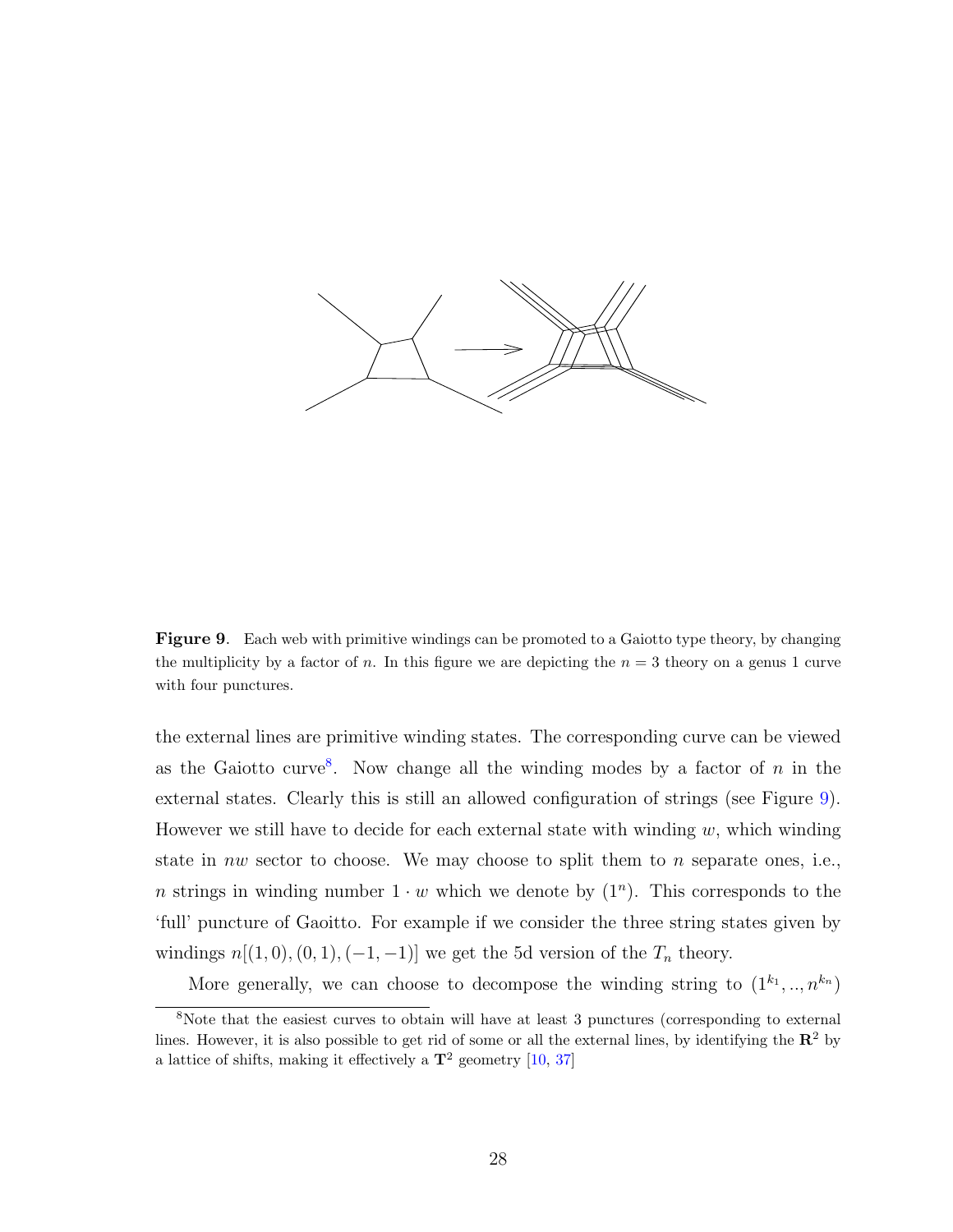**Figure 9**. Each web with primitive windings can be promoted to a Gaiotto type theory, by changing the multiplicity by a factor of $n$. In this figure we are depicting the $n = 3$ theory on a genus 1 curve with four punctures.

the external lines are primitive winding states. The corresponding curve can be viewed as the Gaiotto curve[8]. Now change all the winding modes by a factor of $n$ in the external states. Clearly this is still an allowed configuration of strings (see Figure 9). However we still have to decide for each external state with winding $w$, which winding state in $nw$ sector to choose. We may choose to split them to $n$ separate ones, i.e., $n$ strings in winding number $1 \cdot w$ which we denote by $(1^n)$. This corresponds to the 'full' puncture of Gaoitto. For example if we consider the three string states given by windings $n[(1, 0), (0, 1), (-1, -1)]$ we get the 5d version of the $T_n$ theory.

More generally, we can choose to decompose the winding string to $(1^{k_1}, .., n^{k_n})$

[8] Note that the easiest curves to obtain will have at least 3 punctures (corresponding to external lines. However, it is also possible to get rid of some or all the external lines, by identifying the $\mathbf{R}^2$ by a lattice of shifts, making it effectively a $\mathbf{T}^2$ geometry [10, 37]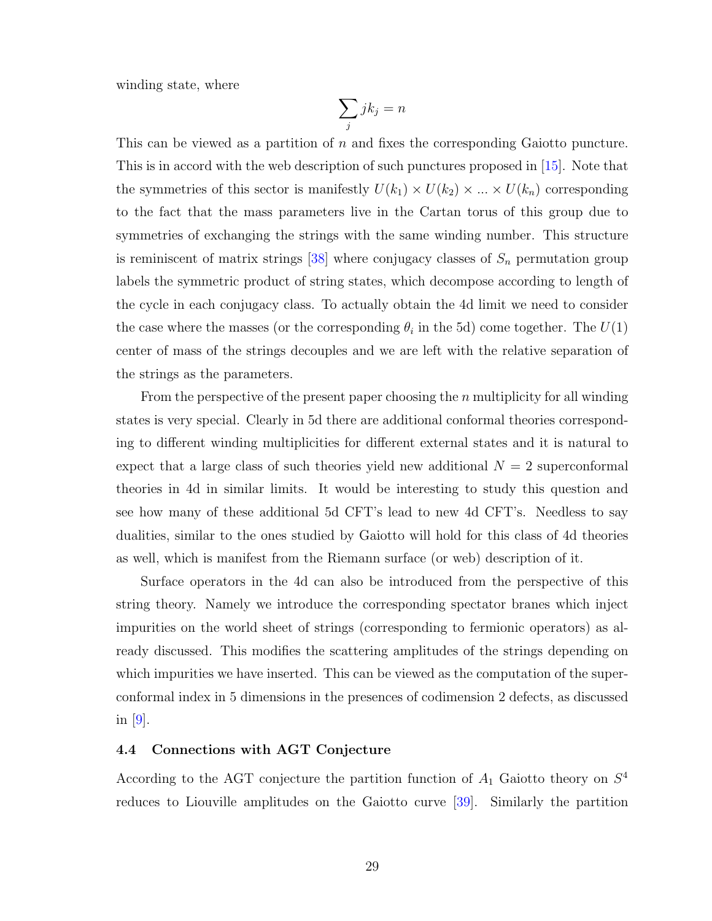winding state, where

$$\sum_j jk_j = n$$

This can be viewed as a partition of $n$ and fixes the corresponding Gaiotto puncture. This is in accord with the web description of such punctures proposed in [15]. Note that the symmetries of this sector is manifestly $U(k_1) \times U(k_2) \times ... \times U(k_n)$ corresponding to the fact that the mass parameters live in the Cartan torus of this group due to symmetries of exchanging the strings with the same winding number. This structure is reminiscent of matrix strings [38] where conjugacy classes of $S_n$ permutation group labels the symmetric product of string states, which decompose according to length of the cycle in each conjugacy class. To actually obtain the 4d limit we need to consider the case where the masses (or the corresponding $\theta_i$ in the 5d) come together. The $U(1)$ center of mass of the strings decouples and we are left with the relative separation of the strings as the parameters.

From the perspective of the present paper choosing the $n$ multiplicity for all winding states is very special. Clearly in 5d there are additional conformal theories corresponding to different winding multiplicities for different external states and it is natural to expect that a large class of such theories yield new additional $N = 2$ superconformal theories in 4d in similar limits. It would be interesting to study this question and see how many of these additional 5d CFT's lead to new 4d CFT's. Needless to say dualities, similar to the ones studied by Gaiotto will hold for this class of 4d theories as well, which is manifest from the Riemann surface (or web) description of it.

Surface operators in the 4d can also be introduced from the perspective of this string theory. Namely we introduce the corresponding spectator branes which inject impurities on the world sheet of strings (corresponding to fermionic operators) as already discussed. This modifies the scattering amplitudes of the strings depending on which impurities we have inserted. This can be viewed as the computation of the superconformal index in 5 dimensions in the presences of codimension 2 defects, as discussed in [9].

### 4.4 Connections with AGT Conjecture

According to the AGT conjecture the partition function of $A_1$ Gaiotto theory on $S^4$ reduces to Liouville amplitudes on the Gaiotto curve [39]. Similarly the partition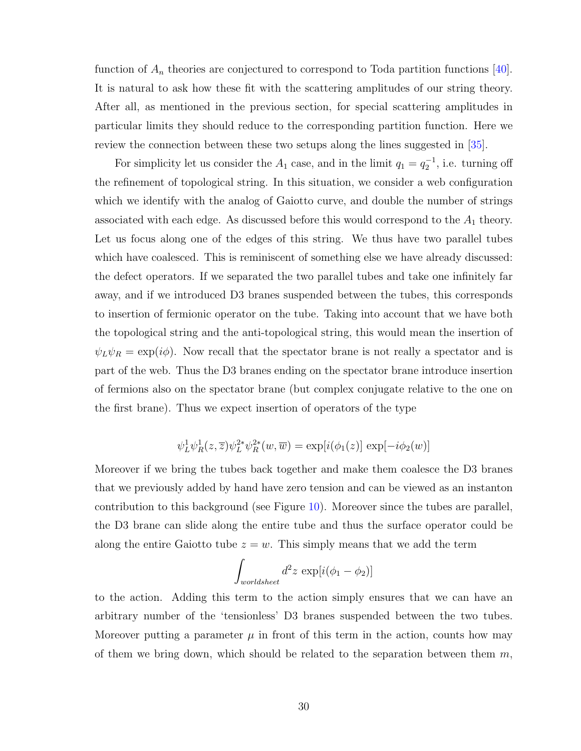function of $A_n$ theories are conjectured to correspond to Toda partition functions [40]. It is natural to ask how these fit with the scattering amplitudes of our string theory. After all, as mentioned in the previous section, for special scattering amplitudes in particular limits they should reduce to the corresponding partition function. Here we review the connection between these two setups along the lines suggested in [35].

For simplicity let us consider the $A_1$ case, and in the limit $q_1 = q_2^{-1}$, i.e. turning off the refinement of topological string. In this situation, we consider a web configuration which we identify with the analog of Gaiotto curve, and double the number of strings associated with each edge. As discussed before this would correspond to the $A_1$ theory. Let us focus along one of the edges of this string. We thus have two parallel tubes which have coalesced. This is reminiscent of something else we have already discussed: the defect operators. If we separated the two parallel tubes and take one infinitely far away, and if we introduced D3 branes suspended between the tubes, this corresponds to insertion of fermionic operator on the tube. Taking into account that we have both the topological string and the anti-topological string, this would mean the insertion of $\psi_L \psi_R = \exp(i\phi)$. Now recall that the spectator brane is not really a spectator and is part of the web. Thus the D3 branes ending on the spectator brane introduce insertion of fermions also on the spectator brane (but complex conjugate relative to the one on the first brane). Thus we expect insertion of operators of the type

$$\psi_L^1 \psi_R^1(z, \overline{z}) \psi_L^{2*} \psi_R^{2*}(w, \overline{w}) = \exp[i(\phi_1(z)] \, \exp[-i\phi_2(w)]$$

Moreover if we bring the tubes back together and make them coalesce the D3 branes that we previously added by hand have zero tension and can be viewed as an instanton contribution to this background (see Figure 10). Moreover since the tubes are parallel, the D3 brane can slide along the entire tube and thus the surface operator could be along the entire Gaiotto tube $z = w$. This simply means that we add the term

$$\int_{worldsheet} d^2z \, \exp[i(\phi_1 - \phi_2)]$$

to the action. Adding this term to the action simply ensures that we can have an arbitrary number of the 'tensionless' D3 branes suspended between the two tubes. Moreover putting a parameter $\mu$ in front of this term in the action, counts how may of them we bring down, which should be related to the separation between them $m$,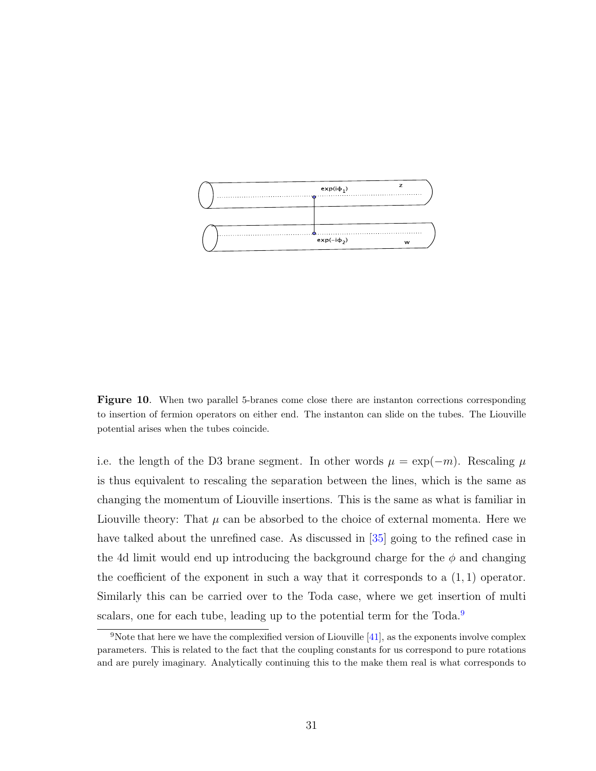**Figure 10**. When two parallel 5-branes come close there are instanton corrections corresponding to insertion of fermion operators on either end. The instanton can slide on the tubes. The Liouville potential arises when the tubes coincide.

i.e. the length of the D3 brane segment. In other words $\mu = \exp(-m)$. Rescaling $\mu$ is thus equivalent to rescaling the separation between the lines, which is the same as changing the momentum of Liouville insertions. This is the same as what is familiar in Liouville theory: That $\mu$ can be absorbed to the choice of external momenta. Here we have talked about the unrefined case. As discussed in [35] going to the refined case in the 4d limit would end up introducing the background charge for the $\phi$ and changing the coefficient of the exponent in such a way that it corresponds to a $(1, 1)$ operator. Similarly this can be carried over to the Toda case, where we get insertion of multi scalars, one for each tube, leading up to the potential term for the Toda.[9]

[9]Note that here we have the complexified version of Liouville [41], as the exponents involve complex parameters. This is related to the fact that the coupling constants for us correspond to pure rotations and are purely imaginary. Analytically continuing this to the make them real is what corresponds to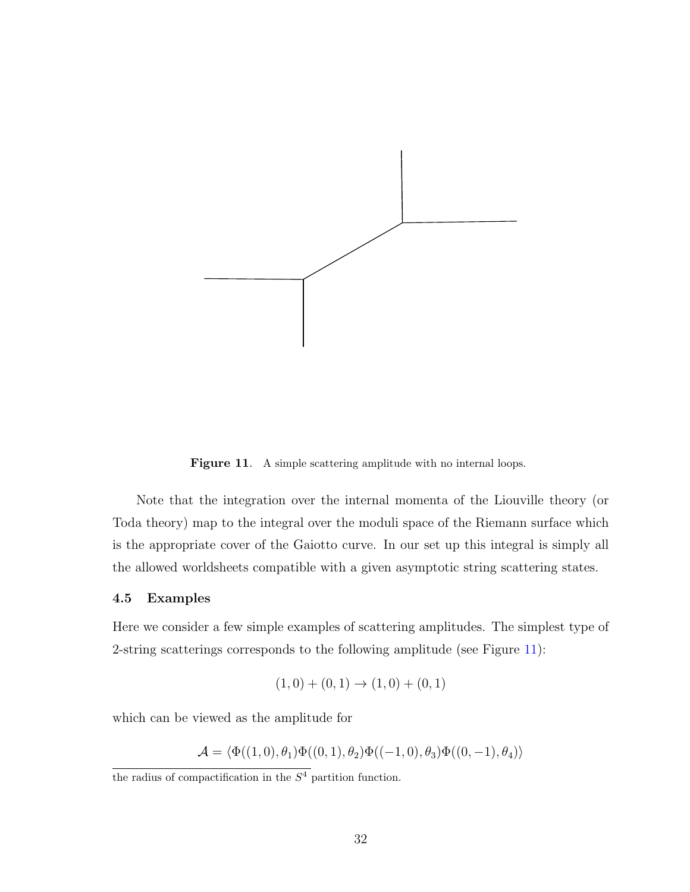**Figure 11**. A simple scattering amplitude with no internal loops.

Note that the integration over the internal momenta of the Liouville theory (or Toda theory) map to the integral over the moduli space of the Riemann surface which is the appropriate cover of the Gaiotto curve. In our set up this integral is simply all the allowed worldsheets compatible with a given asymptotic string scattering states.

### 4.5 Examples

Here we consider a few simple examples of scattering amplitudes. The simplest type of 2-string scatterings corresponds to the following amplitude (see Figure 11):

$$(1,0) + (0,1) \to (1,0) + (0,1)$$

which can be viewed as the amplitude for

$$\mathcal{A} = \langle \Phi((1,0),\theta_1)\Phi((0,1),\theta_2)\Phi((-1,0),\theta_3)\Phi((0,-1),\theta_4)\rangle$$

the radius of compactification in the $S^4$ partition function.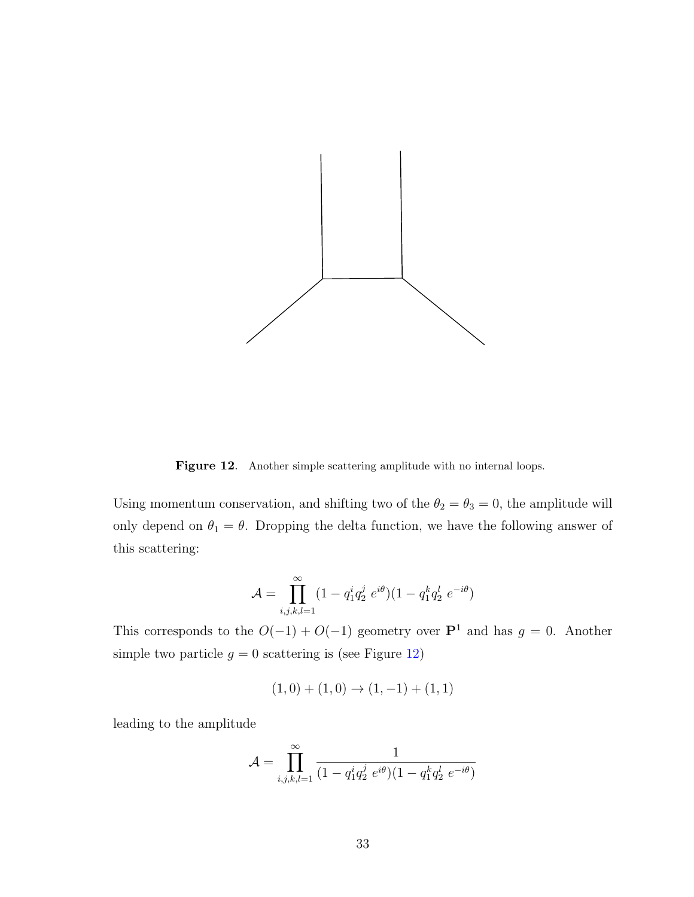**Figure 12**. Another simple scattering amplitude with no internal loops.

Using momentum conservation, and shifting two of the $\theta_2 = \theta_3 = 0$, the amplitude will only depend on $\theta_1 = \theta$. Dropping the delta function, we have the following answer of this scattering:

$$\mathcal{A} = \prod_{i,j,k,l=1}^{\infty} (1 - q_1^i q_2^j \; e^{i\theta})(1 - q_1^k q_2^l \; e^{-i\theta})$$

This corresponds to the $O(-1) + O(-1)$ geometry over $\mathbf{P}^1$ and has $g = 0$. Another simple two particle $g = 0$ scattering is (see Figure 12)

$$(1, 0) + (1, 0) \to (1, -1) + (1, 1)$$

leading to the amplitude

$$\mathcal{A} = \prod_{i,j,k,l=1}^{\infty} \frac{1}{(1 - q_1^i q_2^j \; e^{i\theta})(1 - q_1^k q_2^l \; e^{-i\theta})}$$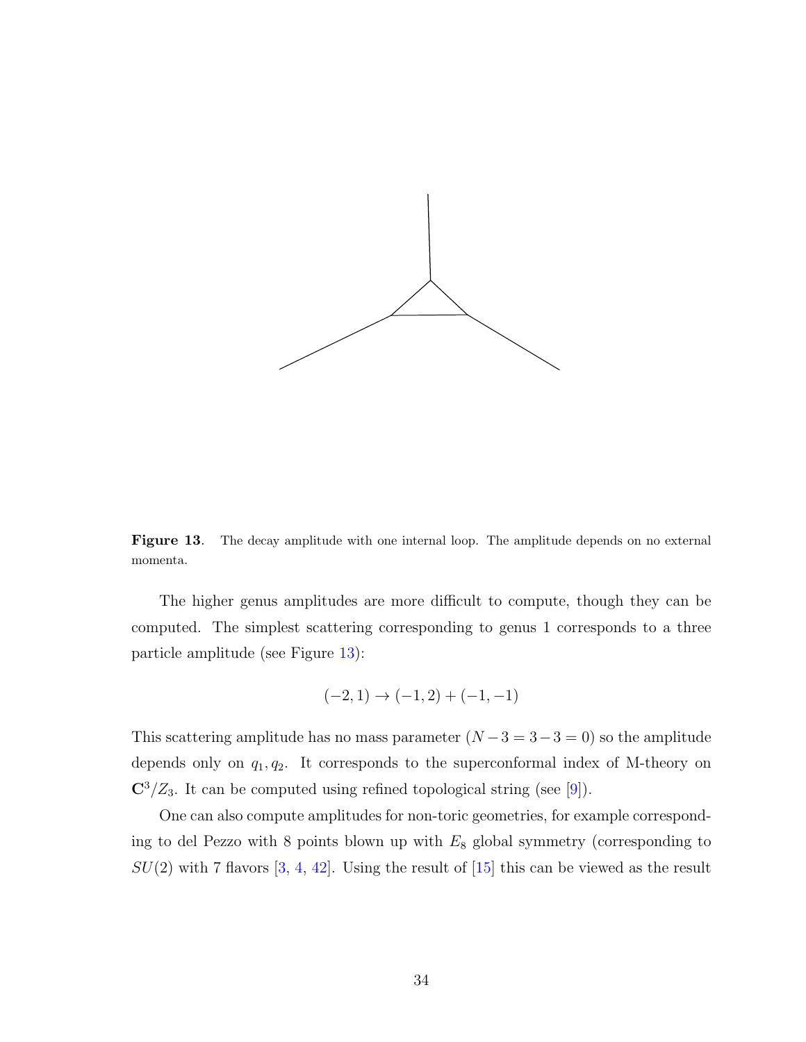**Figure 13**. The decay amplitude with one internal loop. The amplitude depends on no external momenta.

The higher genus amplitudes are more difficult to compute, though they can be computed. The simplest scattering corresponding to genus 1 corresponds to a three particle amplitude (see Figure 13):

$$(-2,1) \to (-1,2) + (-1,-1)$$

This scattering amplitude has no mass parameter $(N-3=3-3=0)$ so the amplitude depends only on $q_1, q_2$. It corresponds to the superconformal index of M-theory on $\mathbf{C}^3/Z_3$. It can be computed using refined topological string (see [9]).

One can also compute amplitudes for non-toric geometries, for example corresponding to del Pezzo with 8 points blown up with $E_8$ global symmetry (corresponding to $SU(2)$ with 7 flavors [3, 4, 42]. Using the result of [15] this can be viewed as the result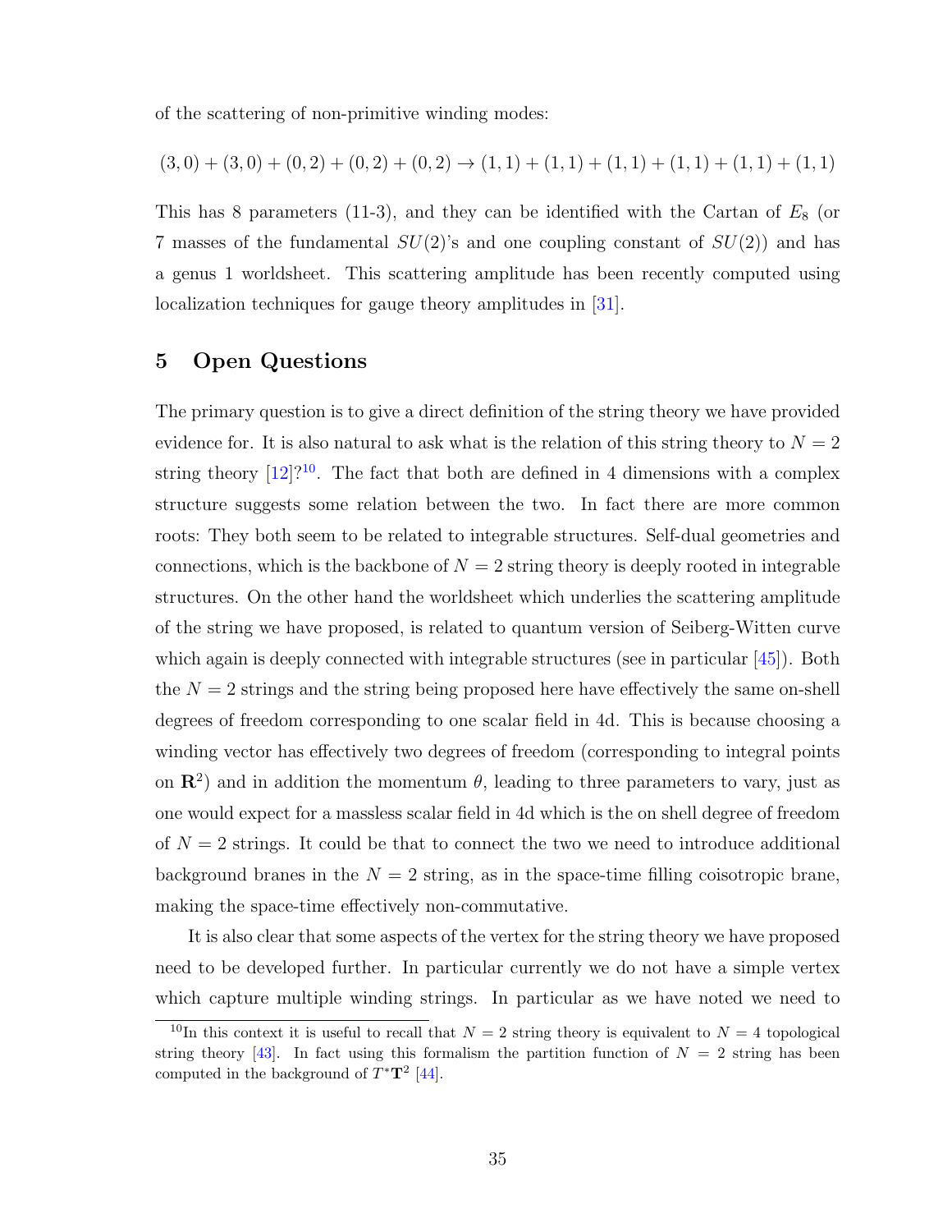of the scattering of non-primitive winding modes:

$$(3,0)+(3,0)+(0,2)+(0,2)+(0,2) \to (1,1)+(1,1)+(1,1)+(1,1)+(1,1)+(1,1)$$

This has 8 parameters (11-3), and they can be identified with the Cartan of $E_8$ (or 7 masses of the fundamental $SU(2)$'s and one coupling constant of $SU(2)$) and has a genus 1 worldsheet. This scattering amplitude has been recently computed using localization techniques for gauge theory amplitudes in [31].

## 5 Open Questions

The primary question is to give a direct definition of the string theory we have provided evidence for. It is also natural to ask what is the relation of this string theory to $N=2$ string theory [12]?[10]. The fact that both are defined in 4 dimensions with a complex structure suggests some relation between the two. In fact there are more common roots: They both seem to be related to integrable structures. Self-dual geometries and connections, which is the backbone of $N=2$ string theory is deeply rooted in integrable structures. On the other hand the worldsheet which underlies the scattering amplitude of the string we have proposed, is related to quantum version of Seiberg-Witten curve which again is deeply connected with integrable structures (see in particular [45]). Both the $N=2$ strings and the string being proposed here have effectively the same on-shell degrees of freedom corresponding to one scalar field in 4d. This is because choosing a winding vector has effectively two degrees of freedom (corresponding to integral points on $\mathbf{R}^2$) and in addition the momentum $\theta$, leading to three parameters to vary, just as one would expect for a massless scalar field in 4d which is the on shell degree of freedom of $N=2$ strings. It could be that to connect the two we need to introduce additional background branes in the $N=2$ string, as in the space-time filling coisotropic brane, making the space-time effectively non-commutative.

It is also clear that some aspects of the vertex for the string theory we have proposed need to be developed further. In particular currently we do not have a simple vertex which capture multiple winding strings. In particular as we have noted we need to

[10] In this context it is useful to recall that $N=2$ string theory is equivalent to $N=4$ topological string theory [43]. In fact using this formalism the partition function of $N=2$ string has been computed in the background of $T^*\mathbf{T}^2$ [44].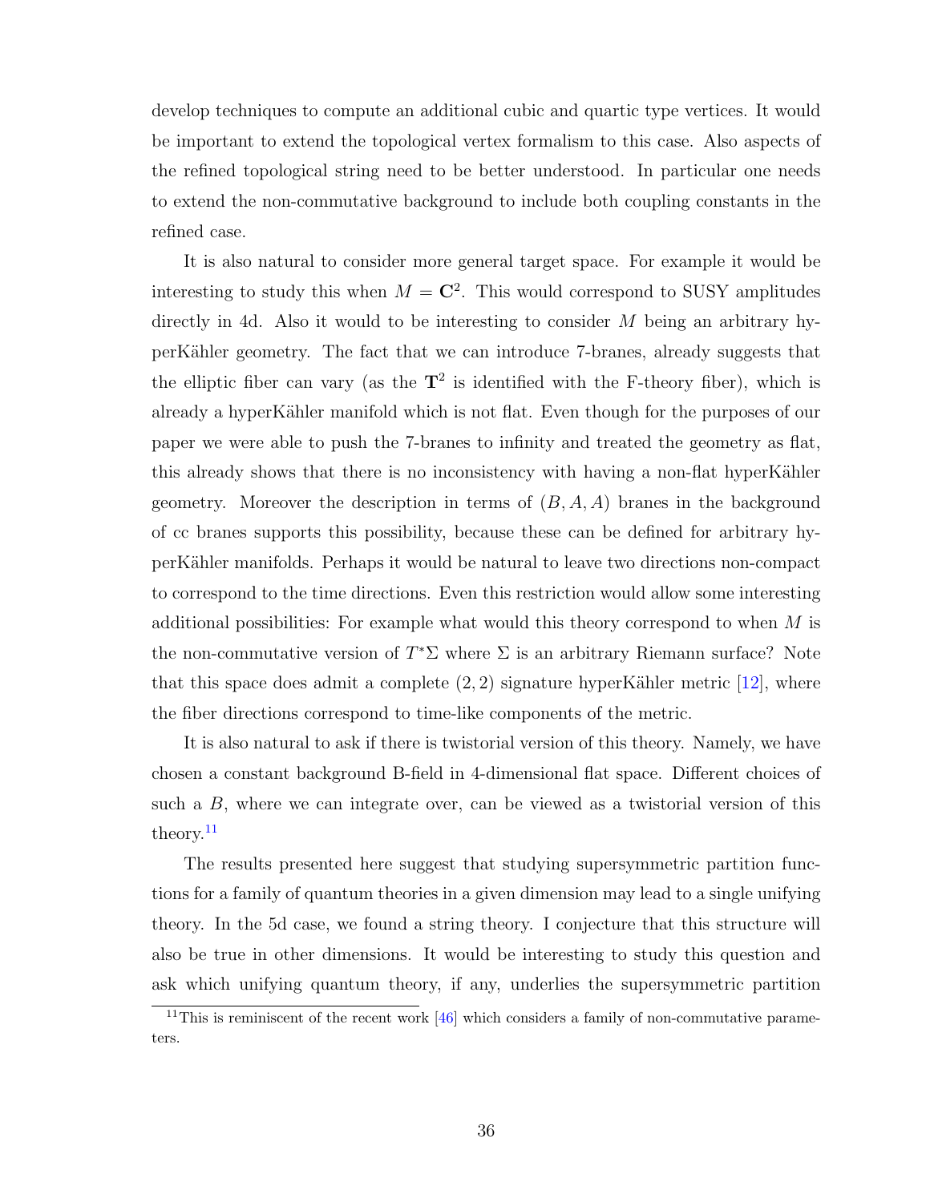develop techniques to compute an additional cubic and quartic type vertices. It would be important to extend the topological vertex formalism to this case. Also aspects of the refined topological string need to be better understood. In particular one needs to extend the non-commutative background to include both coupling constants in the refined case.

It is also natural to consider more general target space. For example it would be interesting to study this when $M = \mathbf{C}^2$. This would correspond to SUSY amplitudes directly in 4d. Also it would to be interesting to consider $M$ being an arbitrary hyperKähler geometry. The fact that we can introduce 7-branes, already suggests that the elliptic fiber can vary (as the $\mathbf{T}^2$ is identified with the F-theory fiber), which is already a hyperKähler manifold which is not flat. Even though for the purposes of our paper we were able to push the 7-branes to infinity and treated the geometry as flat, this already shows that there is no inconsistency with having a non-flat hyperKähler geometry. Moreover the description in terms of $(B, A, A)$ branes in the background of cc branes supports this possibility, because these can be defined for arbitrary hyperKähler manifolds. Perhaps it would be natural to leave two directions non-compact to correspond to the time directions. Even this restriction would allow some interesting additional possibilities: For example what would this theory correspond to when $M$ is the non-commutative version of $T^*\Sigma$ where $\Sigma$ is an arbitrary Riemann surface? Note that this space does admit a complete $(2, 2)$ signature hyperKähler metric [12], where the fiber directions correspond to time-like components of the metric.

It is also natural to ask if there is twistorial version of this theory. Namely, we have chosen a constant background B-field in 4-dimensional flat space. Different choices of such a $B$, where we can integrate over, can be viewed as a twistorial version of this theory.[11]

The results presented here suggest that studying supersymmetric partition functions for a family of quantum theories in a given dimension may lead to a single unifying theory. In the 5d case, we found a string theory. I conjecture that this structure will also be true in other dimensions. It would be interesting to study this question and ask which unifying quantum theory, if any, underlies the supersymmetric partition

[11] This is reminiscent of the recent work [46] which considers a family of non-commutative parameters.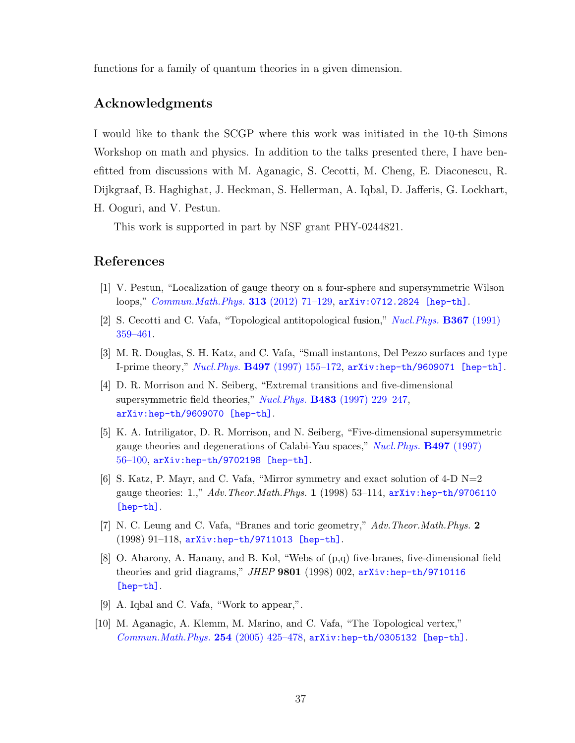functions for a family of quantum theories in a given dimension.

## Acknowledgments

I would like to thank the SCGP where this work was initiated in the 10-th Simons Workshop on math and physics. In addition to the talks presented there, I have benefitted from discussions with M. Aganagic, S. Cecotti, M. Cheng, E. Diaconescu, R. Dijkgraaf, B. Haghighat, J. Heckman, S. Hellerman, A. Iqbal, D. Jafferis, G. Lockhart, H. Ooguri, and V. Pestun.

This work is supported in part by NSF grant PHY-0244821.

## References

[1] V. Pestun, "Localization of gauge theory on a four-sphere and supersymmetric Wilson loops," *Commun.Math.Phys.* **313** (2012) 71–129, arXiv:0712.2824 [hep-th].

[2] S. Cecotti and C. Vafa, "Topological antitopological fusion," *Nucl.Phys.* **B367** (1991) 359–461.

[3] M. R. Douglas, S. H. Katz, and C. Vafa, "Small instantons, Del Pezzo surfaces and type I-prime theory," *Nucl.Phys.* **B497** (1997) 155–172, arXiv:hep-th/9609071 [hep-th].

[4] D. R. Morrison and N. Seiberg, "Extremal transitions and five-dimensional supersymmetric field theories," *Nucl.Phys.* **B483** (1997) 229–247, arXiv:hep-th/9609070 [hep-th].

[5] K. A. Intriligator, D. R. Morrison, and N. Seiberg, "Five-dimensional supersymmetric gauge theories and degenerations of Calabi-Yau spaces," *Nucl.Phys.* **B497** (1997) 56–100, arXiv:hep-th/9702198 [hep-th].

[6] S. Katz, P. Mayr, and C. Vafa, "Mirror symmetry and exact solution of 4-D N=2 gauge theories: 1.," *Adv.Theor.Math.Phys.* **1** (1998) 53–114, arXiv:hep-th/9706110 [hep-th].

[7] N. C. Leung and C. Vafa, "Branes and toric geometry," *Adv.Theor.Math.Phys.* **2** (1998) 91–118, arXiv:hep-th/9711013 [hep-th].

[8] O. Aharony, A. Hanany, and B. Kol, "Webs of (p,q) five-branes, five-dimensional field theories and grid diagrams," *JHEP* **9801** (1998) 002, arXiv:hep-th/9710116 [hep-th].

[9] A. Iqbal and C. Vafa, "Work to appear,".

[10] M. Aganagic, A. Klemm, M. Marino, and C. Vafa, "The Topological vertex," *Commun.Math.Phys.* **254** (2005) 425–478, arXiv:hep-th/0305132 [hep-th].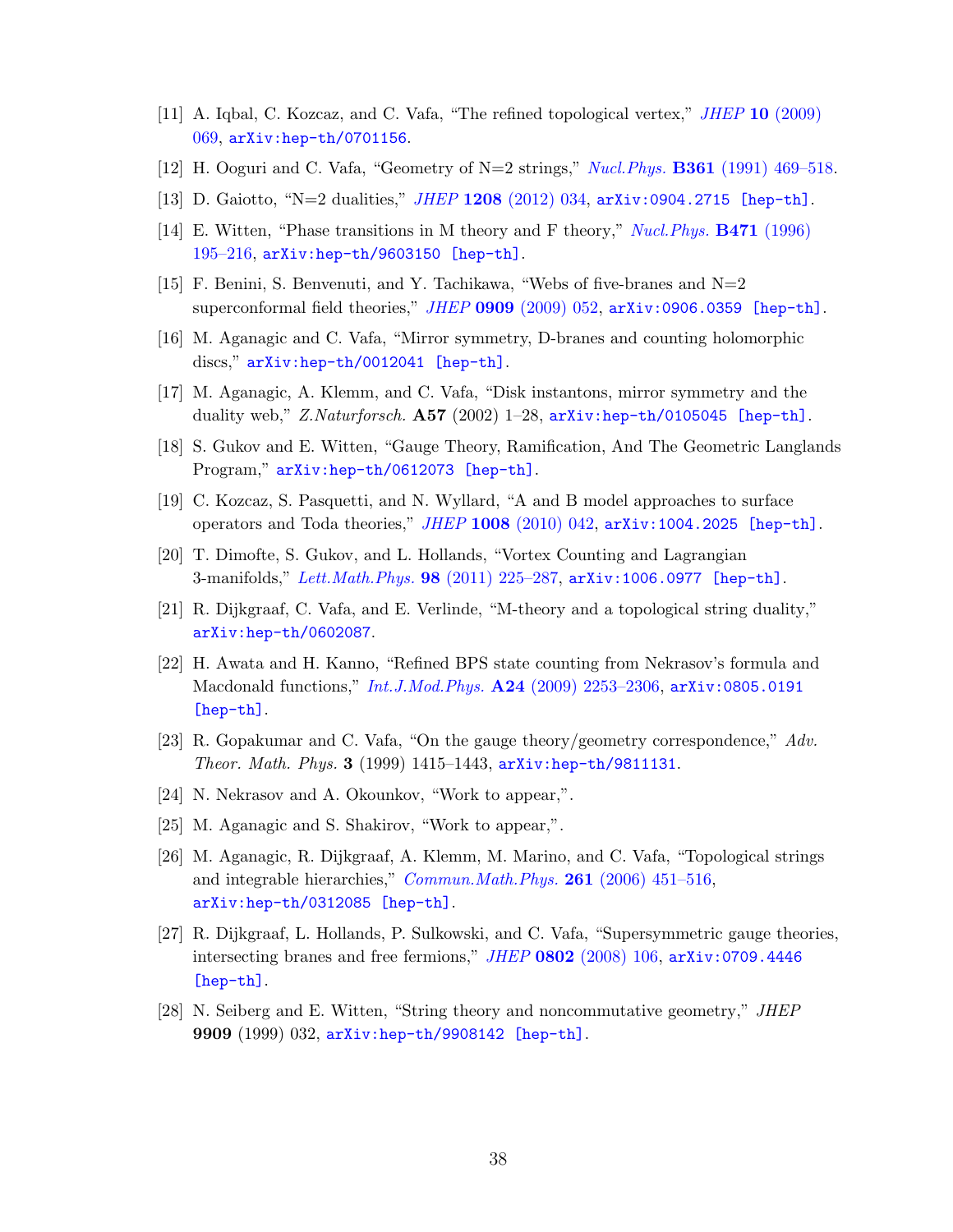[11] A. Iqbal, C. Kozcaz, and C. Vafa, "The refined topological vertex," *JHEP* **10** (2009) 069, arXiv:hep-th/0701156.

[12] H. Ooguri and C. Vafa, "Geometry of N=2 strings," *Nucl.Phys.* **B361** (1991) 469–518.

[13] D. Gaiotto, "N=2 dualities," *JHEP* **1208** (2012) 034, arXiv:0904.2715 [hep-th].

[14] E. Witten, "Phase transitions in M theory and F theory," *Nucl.Phys.* **B471** (1996) 195–216, arXiv:hep-th/9603150 [hep-th].

[15] F. Benini, S. Benvenuti, and Y. Tachikawa, "Webs of five-branes and N=2 superconformal field theories," *JHEP* **0909** (2009) 052, arXiv:0906.0359 [hep-th].

[16] M. Aganagic and C. Vafa, "Mirror symmetry, D-branes and counting holomorphic discs," arXiv:hep-th/0012041 [hep-th].

[17] M. Aganagic, A. Klemm, and C. Vafa, "Disk instantons, mirror symmetry and the duality web," *Z.Naturforsch.* **A57** (2002) 1–28, arXiv:hep-th/0105045 [hep-th].

[18] S. Gukov and E. Witten, "Gauge Theory, Ramification, And The Geometric Langlands Program," arXiv:hep-th/0612073 [hep-th].

[19] C. Kozcaz, S. Pasquetti, and N. Wyllard, "A and B model approaches to surface operators and Toda theories," *JHEP* **1008** (2010) 042, arXiv:1004.2025 [hep-th].

[20] T. Dimofte, S. Gukov, and L. Hollands, "Vortex Counting and Lagrangian 3-manifolds," *Lett.Math.Phys.* **98** (2011) 225–287, arXiv:1006.0977 [hep-th].

[21] R. Dijkgraaf, C. Vafa, and E. Verlinde, "M-theory and a topological string duality," arXiv:hep-th/0602087.

[22] H. Awata and H. Kanno, "Refined BPS state counting from Nekrasov's formula and Macdonald functions," *Int.J.Mod.Phys.* **A24** (2009) 2253–2306, arXiv:0805.0191 [hep-th].

[23] R. Gopakumar and C. Vafa, "On the gauge theory/geometry correspondence," *Adv. Theor. Math. Phys.* **3** (1999) 1415–1443, arXiv:hep-th/9811131.

[24] N. Nekrasov and A. Okounkov, "Work to appear,".

[25] M. Aganagic and S. Shakirov, "Work to appear,".

[26] M. Aganagic, R. Dijkgraaf, A. Klemm, M. Marino, and C. Vafa, "Topological strings and integrable hierarchies," *Commun.Math.Phys.* **261** (2006) 451–516, arXiv:hep-th/0312085 [hep-th].

[27] R. Dijkgraaf, L. Hollands, P. Sulkowski, and C. Vafa, "Supersymmetric gauge theories, intersecting branes and free fermions," *JHEP* **0802** (2008) 106, arXiv:0709.4446 [hep-th].

[28] N. Seiberg and E. Witten, "String theory and noncommutative geometry," *JHEP* **9909** (1999) 032, arXiv:hep-th/9908142 [hep-th].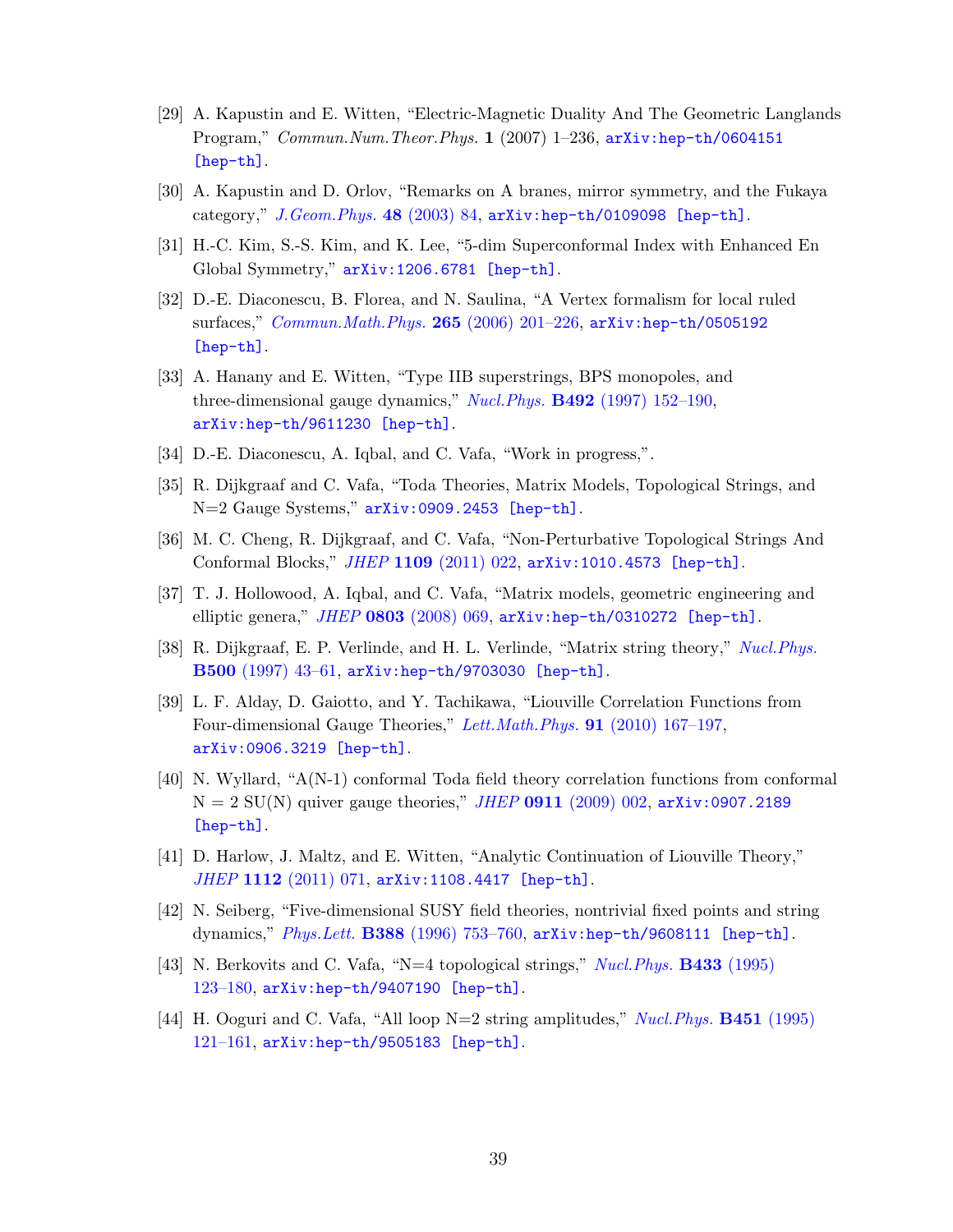[29] A. Kapustin and E. Witten, "Electric-Magnetic Duality And The Geometric Langlands Program," *Commun.Num.Theor.Phys.* **1** (2007) 1–236, arXiv:hep-th/0604151 [hep-th].

[30] A. Kapustin and D. Orlov, "Remarks on A branes, mirror symmetry, and the Fukaya category," *J.Geom.Phys.* **48** (2003) 84, arXiv:hep-th/0109098 [hep-th].

[31] H.-C. Kim, S.-S. Kim, and K. Lee, "5-dim Superconformal Index with Enhanced En Global Symmetry," arXiv:1206.6781 [hep-th].

[32] D.-E. Diaconescu, B. Florea, and N. Saulina, "A Vertex formalism for local ruled surfaces," *Commun.Math.Phys.* **265** (2006) 201–226, arXiv:hep-th/0505192 [hep-th].

[33] A. Hanany and E. Witten, "Type IIB superstrings, BPS monopoles, and three-dimensional gauge dynamics," *Nucl.Phys.* **B492** (1997) 152–190, arXiv:hep-th/9611230 [hep-th].

[34] D.-E. Diaconescu, A. Iqbal, and C. Vafa, "Work in progress,".

[35] R. Dijkgraaf and C. Vafa, "Toda Theories, Matrix Models, Topological Strings, and N=2 Gauge Systems," arXiv:0909.2453 [hep-th].

[36] M. C. Cheng, R. Dijkgraaf, and C. Vafa, "Non-Perturbative Topological Strings And Conformal Blocks," *JHEP* **1109** (2011) 022, arXiv:1010.4573 [hep-th].

[37] T. J. Hollowood, A. Iqbal, and C. Vafa, "Matrix models, geometric engineering and elliptic genera," *JHEP* **0803** (2008) 069, arXiv:hep-th/0310272 [hep-th].

[38] R. Dijkgraaf, E. P. Verlinde, and H. L. Verlinde, "Matrix string theory," *Nucl.Phys.* **B500** (1997) 43–61, arXiv:hep-th/9703030 [hep-th].

[39] L. F. Alday, D. Gaiotto, and Y. Tachikawa, "Liouville Correlation Functions from Four-dimensional Gauge Theories," *Lett.Math.Phys.* **91** (2010) 167–197, arXiv:0906.3219 [hep-th].

[40] N. Wyllard, "A(N-1) conformal Toda field theory correlation functions from conformal N = 2 SU(N) quiver gauge theories," *JHEP* **0911** (2009) 002, arXiv:0907.2189 [hep-th].

[41] D. Harlow, J. Maltz, and E. Witten, "Analytic Continuation of Liouville Theory," *JHEP* **1112** (2011) 071, arXiv:1108.4417 [hep-th].

[42] N. Seiberg, "Five-dimensional SUSY field theories, nontrivial fixed points and string dynamics," *Phys.Lett.* **B388** (1996) 753–760, arXiv:hep-th/9608111 [hep-th].

[43] N. Berkovits and C. Vafa, "N=4 topological strings," *Nucl.Phys.* **B433** (1995) 123–180, arXiv:hep-th/9407190 [hep-th].

[44] H. Ooguri and C. Vafa, "All loop N=2 string amplitudes," *Nucl.Phys.* **B451** (1995) 121–161, arXiv:hep-th/9505183 [hep-th].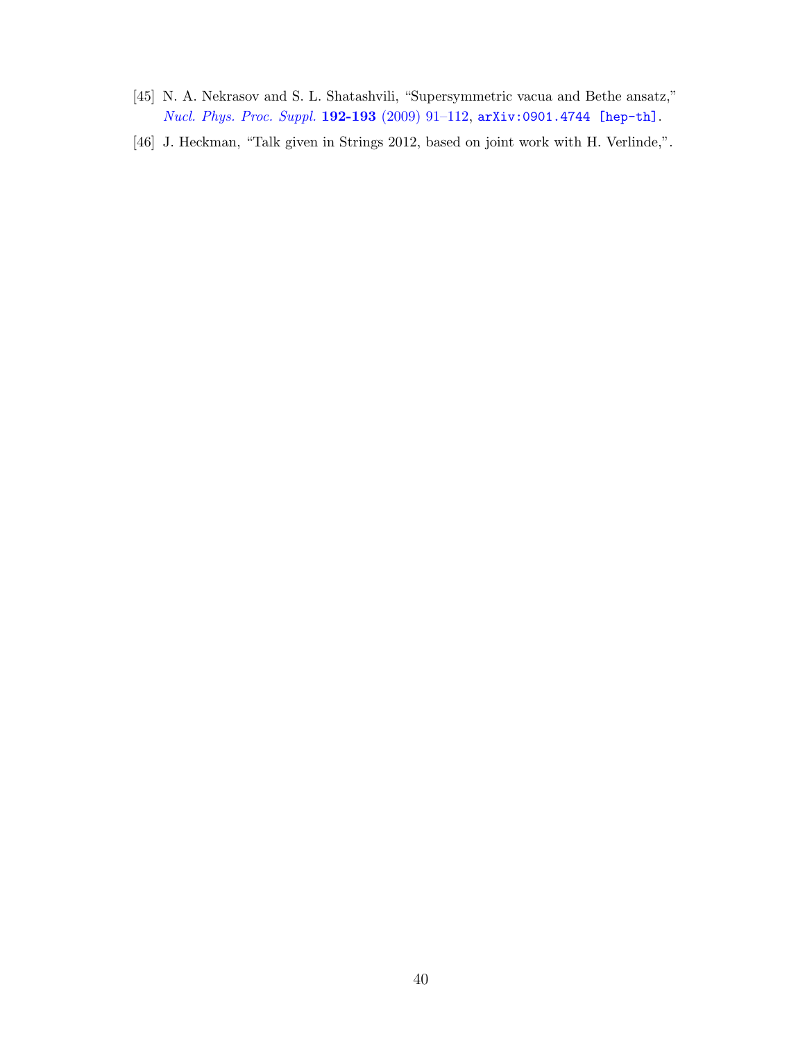[45] N. A. Nekrasov and S. L. Shatashvili, "Supersymmetric vacua and Bethe ansatz," *Nucl. Phys. Proc. Suppl.* **192-193** (2009) 91–112, arXiv:0901.4744 [hep-th].

[46] J. Heckman, "Talk given in Strings 2012, based on joint work with H. Verlinde,".